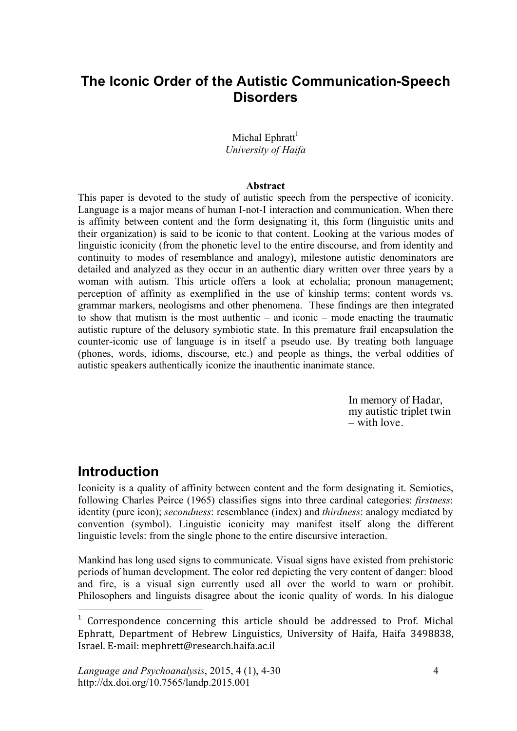# The Iconic Order of the Autistic Communication-Speech Disorders

Michal Ephratt[1]
*University of Haifa*

**Abstract**

This paper is devoted to the study of autistic speech from the perspective of iconicity. Language is a major means of human I-not-I interaction and communication. When there is affinity between content and the form designating it, this form (linguistic units and their organization) is said to be iconic to that content. Looking at the various modes of linguistic iconicity (from the phonetic level to the entire discourse, and from identity and continuity to modes of resemblance and analogy), milestone autistic denominators are detailed and analyzed as they occur in an authentic diary written over three years by a woman with autism. This article offers a look at echolalia; pronoun management; perception of affinity as exemplified in the use of kinship terms; content words vs. grammar markers, neologisms and other phenomena. These findings are then integrated to show that mutism is the most authentic – and iconic – mode enacting the traumatic autistic rupture of the delusory symbiotic state. In this premature frail encapsulation the counter-iconic use of language is in itself a pseudo use. By treating both language (phones, words, idioms, discourse, etc.) and people as things, the verbal oddities of autistic speakers authentically iconize the inauthentic inanimate stance.

In memory of Hadar,
my autistic triplet twin
– with love.

## Introduction

Iconicity is a quality of affinity between content and the form designating it. Semiotics, following Charles Peirce (1965) classifies signs into three cardinal categories: *firstness*: identity (pure icon); *secondness*: resemblance (index) and *thirdness*: analogy mediated by convention (symbol). Linguistic iconicity may manifest itself along the different linguistic levels: from the single phone to the entire discursive interaction.

Mankind has long used signs to communicate. Visual signs have existed from prehistoric periods of human development. The color red depicting the very content of danger: blood and fire, is a visual sign currently used all over the world to warn or prohibit. Philosophers and linguists disagree about the iconic quality of words. In his dialogue

[1] Correspondence concerning this article should be addressed to Prof. Michal Ephratt, Department of Hebrew Linguistics, University of Haifa, Haifa 3498838, Israel. E-mail: mephrett@research.haifa.ac.il

*Language and Psychoanalysis*, 2015, 4 (1), 4-30
http://dx.doi.org/10.7565/landp.2015.001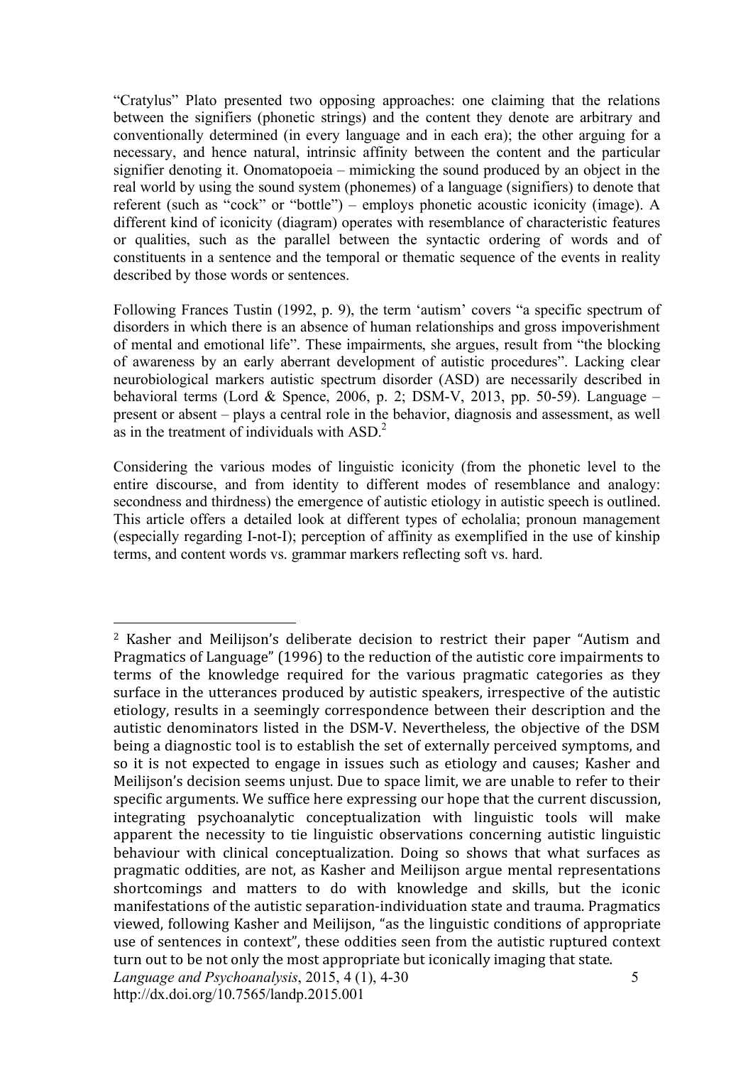"Cratylus" Plato presented two opposing approaches: one claiming that the relations between the signifiers (phonetic strings) and the content they denote are arbitrary and conventionally determined (in every language and in each era); the other arguing for a necessary, and hence natural, intrinsic affinity between the content and the particular signifier denoting it. Onomatopoeia – mimicking the sound produced by an object in the real world by using the sound system (phonemes) of a language (signifiers) to denote that referent (such as "cock" or "bottle") – employs phonetic acoustic iconicity (image). A different kind of iconicity (diagram) operates with resemblance of characteristic features or qualities, such as the parallel between the syntactic ordering of words and of constituents in a sentence and the temporal or thematic sequence of the events in reality described by those words or sentences.

Following Frances Tustin (1992, p. 9), the term 'autism' covers "a specific spectrum of disorders in which there is an absence of human relationships and gross impoverishment of mental and emotional life". These impairments, she argues, result from "the blocking of awareness by an early aberrant development of autistic procedures". Lacking clear neurobiological markers autistic spectrum disorder (ASD) are necessarily described in behavioral terms (Lord & Spence, 2006, p. 2; DSM-V, 2013, pp. 50-59). Language – present or absent – plays a central role in the behavior, diagnosis and assessment, as well as in the treatment of individuals with ASD.[2]

Considering the various modes of linguistic iconicity (from the phonetic level to the entire discourse, and from identity to different modes of resemblance and analogy: secondness and thirdness) the emergence of autistic etiology in autistic speech is outlined. This article offers a detailed look at different types of echolalia; pronoun management (especially regarding I-not-I); perception of affinity as exemplified in the use of kinship terms, and content words vs. grammar markers reflecting soft vs. hard.

---

[2] Kasher and Meilijson's deliberate decision to restrict their paper "Autism and Pragmatics of Language" (1996) to the reduction of the autistic core impairments to terms of the knowledge required for the various pragmatic categories as they surface in the utterances produced by autistic speakers, irrespective of the autistic etiology, results in a seemingly correspondence between their description and the autistic denominators listed in the DSM-V. Nevertheless, the objective of the DSM being a diagnostic tool is to establish the set of externally perceived symptoms, and so it is not expected to engage in issues such as etiology and causes; Kasher and Meilijson's decision seems unjust. Due to space limit, we are unable to refer to their specific arguments. We suffice here expressing our hope that the current discussion, integrating psychoanalytic conceptualization with linguistic tools will make apparent the necessity to tie linguistic observations concerning autistic linguistic behaviour with clinical conceptualization. Doing so shows that what surfaces as pragmatic oddities, are not, as Kasher and Meilijson argue mental representations shortcomings and matters to do with knowledge and skills, but the iconic manifestations of the autistic separation-individuation state and trauma. Pragmatics viewed, following Kasher and Meilijson, "as the linguistic conditions of appropriate use of sentences in context", these oddities seen from the autistic ruptured context turn out to be not only the most appropriate but iconically imaging that state.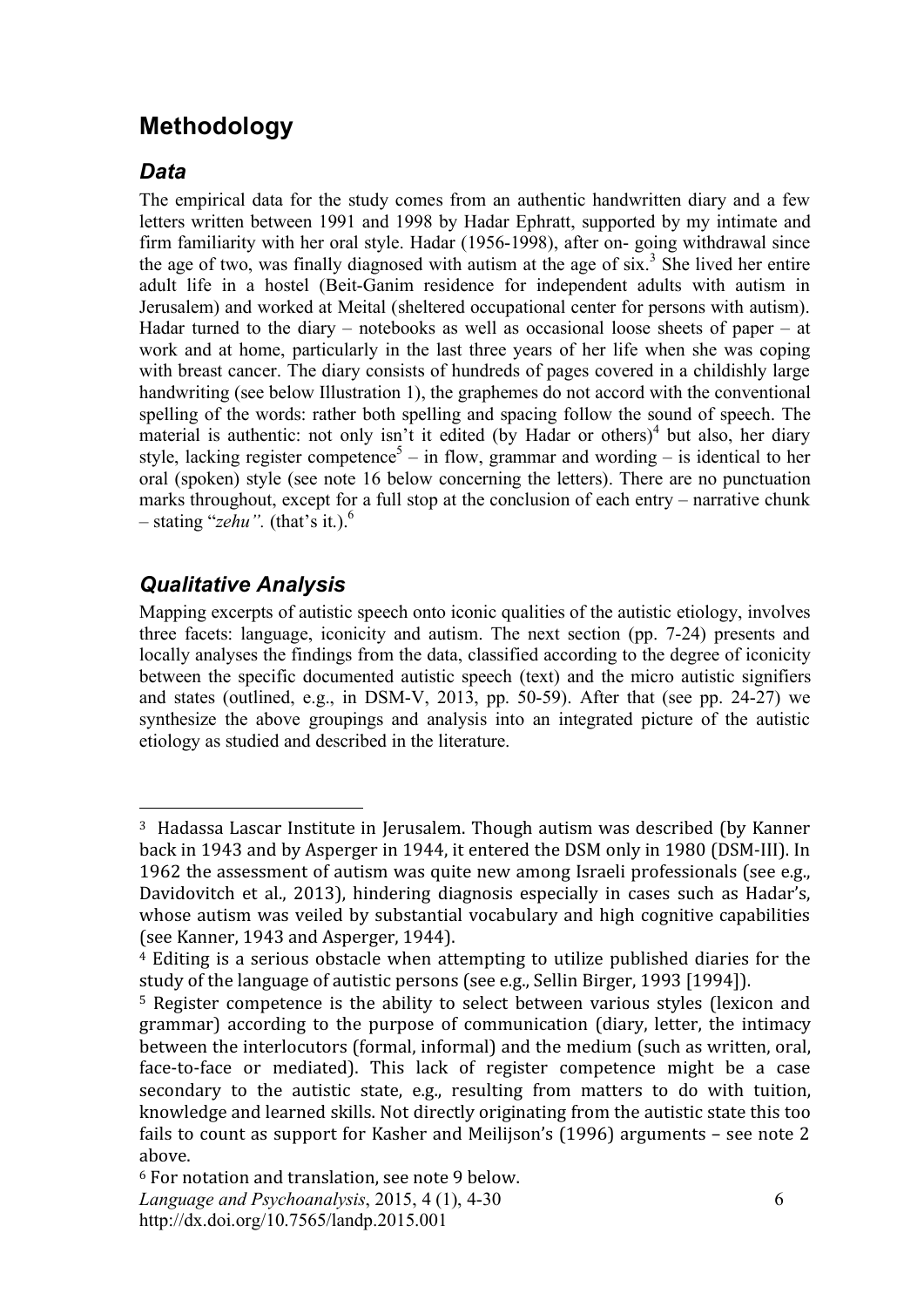# Methodology

## *Data*

The empirical data for the study comes from an authentic handwritten diary and a few letters written between 1991 and 1998 by Hadar Ephratt, supported by my intimate and firm familiarity with her oral style. Hadar (1956-1998), after on- going withdrawal since the age of two, was finally diagnosed with autism at the age of six.[3] She lived her entire adult life in a hostel (Beit-Ganim residence for independent adults with autism in Jerusalem) and worked at Meital (sheltered occupational center for persons with autism). Hadar turned to the diary – notebooks as well as occasional loose sheets of paper – at work and at home, particularly in the last three years of her life when she was coping with breast cancer. The diary consists of hundreds of pages covered in a childishly large handwriting (see below Illustration 1), the graphemes do not accord with the conventional spelling of the words: rather both spelling and spacing follow the sound of speech. The material is authentic: not only isn't it edited (by Hadar or others)[4] but also, her diary style, lacking register competence[5] – in flow, grammar and wording – is identical to her oral (spoken) style (see note 16 below concerning the letters). There are no punctuation marks throughout, except for a full stop at the conclusion of each entry – narrative chunk – stating "*zehu"*. (that's it.).[6]

## *Qualitative Analysis*

Mapping excerpts of autistic speech onto iconic qualities of the autistic etiology, involves three facets: language, iconicity and autism. The next section (pp. 7-24) presents and locally analyses the findings from the data, classified according to the degree of iconicity between the specific documented autistic speech (text) and the micro autistic signifiers and states (outlined, e.g., in DSM-V, 2013, pp. 50-59). After that (see pp. 24-27) we synthesize the above groupings and analysis into an integrated picture of the autistic etiology as studied and described in the literature.

---

[3] Hadassa Lascar Institute in Jerusalem. Though autism was described (by Kanner back in 1943 and by Asperger in 1944, it entered the DSM only in 1980 (DSM-III). In 1962 the assessment of autism was quite new among Israeli professionals (see e.g., Davidovitch et al., 2013), hindering diagnosis especially in cases such as Hadar's, whose autism was veiled by substantial vocabulary and high cognitive capabilities (see Kanner, 1943 and Asperger, 1944).

[4] Editing is a serious obstacle when attempting to utilize published diaries for the study of the language of autistic persons (see e.g., Sellin Birger, 1993 [1994]).

[5] Register competence is the ability to select between various styles (lexicon and grammar) according to the purpose of communication (diary, letter, the intimacy between the interlocutors (formal, informal) and the medium (such as written, oral, face-to-face or mediated). This lack of register competence might be a case secondary to the autistic state, e.g., resulting from matters to do with tuition, knowledge and learned skills. Not directly originating from the autistic state this too fails to count as support for Kasher and Meilijson's (1996) arguments – see note 2 above.

[6] For notation and translation, see note 9 below.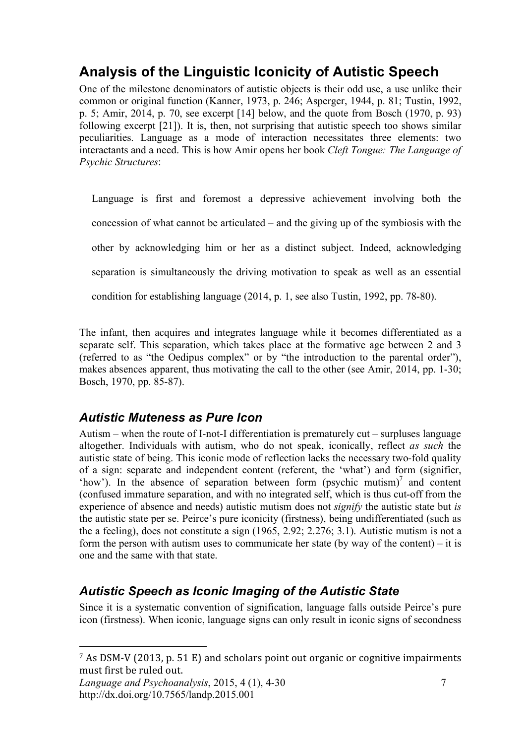## Analysis of the Linguistic Iconicity of Autistic Speech

One of the milestone denominators of autistic objects is their odd use, a use unlike their common or original function (Kanner, 1973, p. 246; Asperger, 1944, p. 81; Tustin, 1992, p. 5; Amir, 2014, p. 70, see excerpt [14] below, and the quote from Bosch (1970, p. 93) following excerpt [21]). It is, then, not surprising that autistic speech too shows similar peculiarities. Language as a mode of interaction necessitates three elements: two interactants and a need. This is how Amir opens her book *Cleft Tongue: The Language of Psychic Structures*:

> Language is first and foremost a depressive achievement involving both the concession of what cannot be articulated – and the giving up of the symbiosis with the other by acknowledging him or her as a distinct subject. Indeed, acknowledging separation is simultaneously the driving motivation to speak as well as an essential condition for establishing language (2014, p. 1, see also Tustin, 1992, pp. 78-80).

The infant, then acquires and integrates language while it becomes differentiated as a separate self. This separation, which takes place at the formative age between 2 and 3 (referred to as "the Oedipus complex" or by "the introduction to the parental order"), makes absences apparent, thus motivating the call to the other (see Amir, 2014, pp. 1-30; Bosch, 1970, pp. 85-87).

### *Autistic Muteness as Pure Icon*

Autism – when the route of I-not-I differentiation is prematurely cut – surpluses language altogether. Individuals with autism, who do not speak, iconically, reflect *as such* the autistic state of being. This iconic mode of reflection lacks the necessary two-fold quality of a sign: separate and independent content (referent, the 'what') and form (signifier, 'how'). In the absence of separation between form (psychic mutism)[7] and content (confused immature separation, and with no integrated self, which is thus cut-off from the experience of absence and needs) autistic mutism does not *signify* the autistic state but *is* the autistic state per se. Peirce's pure iconicity (firstness), being undifferentiated (such as the a feeling), does not constitute a sign (1965, 2.92; 2.276; 3.1). Autistic mutism is not a form the person with autism uses to communicate her state (by way of the content) – it is one and the same with that state.

### *Autistic Speech as Iconic Imaging of the Autistic State*

Since it is a systematic convention of signification, language falls outside Peirce's pure icon (firstness). When iconic, language signs can only result in iconic signs of secondness

[7] As DSM-V (2013, p. 51 E) and scholars point out organic or cognitive impairments must first be ruled out.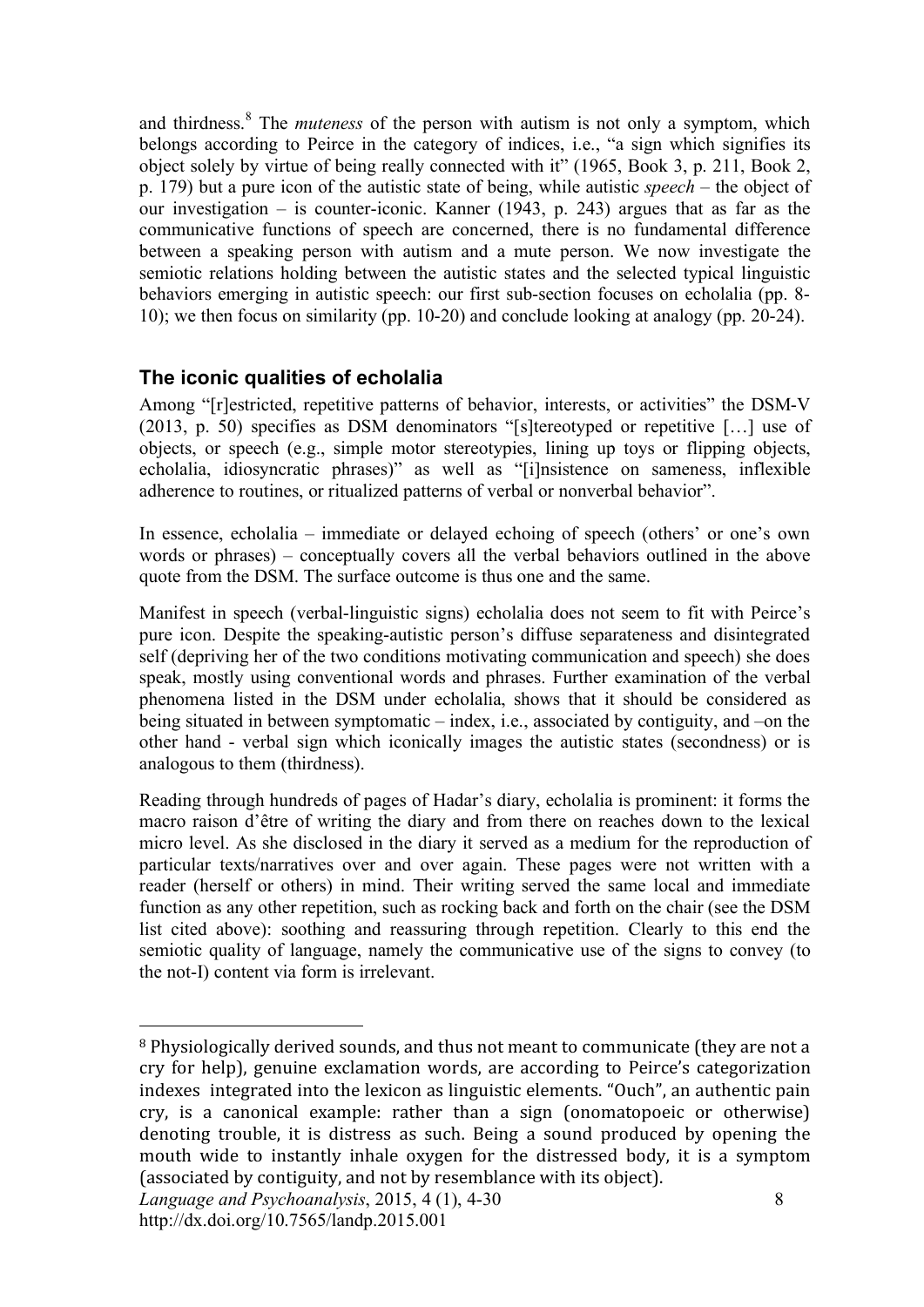and thirdness.[8] The *muteness* of the person with autism is not only a symptom, which belongs according to Peirce in the category of indices, i.e., "a sign which signifies its object solely by virtue of being really connected with it" (1965, Book 3, p. 211, Book 2, p. 179) but a pure icon of the autistic state of being, while autistic *speech* – the object of our investigation – is counter-iconic. Kanner (1943, p. 243) argues that as far as the communicative functions of speech are concerned, there is no fundamental difference between a speaking person with autism and a mute person. We now investigate the semiotic relations holding between the autistic states and the selected typical linguistic behaviors emerging in autistic speech: our first sub-section focuses on echolalia (pp. 8-10); we then focus on similarity (pp. 10-20) and conclude looking at analogy (pp. 20-24).

## The iconic qualities of echolalia

Among "[r]estricted, repetitive patterns of behavior, interests, or activities" the DSM-V (2013, p. 50) specifies as DSM denominators "[s]tereotyped or repetitive […] use of objects, or speech (e.g., simple motor stereotypies, lining up toys or flipping objects, echolalia, idiosyncratic phrases)" as well as "[i]nsistence on sameness, inflexible adherence to routines, or ritualized patterns of verbal or nonverbal behavior".

In essence, echolalia – immediate or delayed echoing of speech (others' or one's own words or phrases) – conceptually covers all the verbal behaviors outlined in the above quote from the DSM. The surface outcome is thus one and the same.

Manifest in speech (verbal-linguistic signs) echolalia does not seem to fit with Peirce's pure icon. Despite the speaking-autistic person's diffuse separateness and disintegrated self (depriving her of the two conditions motivating communication and speech) she does speak, mostly using conventional words and phrases. Further examination of the verbal phenomena listed in the DSM under echolalia, shows that it should be considered as being situated in between symptomatic – index, i.e., associated by contiguity, and –on the other hand - verbal sign which iconically images the autistic states (secondness) or is analogous to them (thirdness).

Reading through hundreds of pages of Hadar's diary, echolalia is prominent: it forms the macro raison d'être of writing the diary and from there on reaches down to the lexical micro level. As she disclosed in the diary it served as a medium for the reproduction of particular texts/narratives over and over again. These pages were not written with a reader (herself or others) in mind. Their writing served the same local and immediate function as any other repetition, such as rocking back and forth on the chair (see the DSM list cited above): soothing and reassuring through repetition. Clearly to this end the semiotic quality of language, namely the communicative use of the signs to convey (to the not-I) content via form is irrelevant.

---

[8] Physiologically derived sounds, and thus not meant to communicate (they are not a cry for help), genuine exclamation words, are according to Peirce's categorization indexes integrated into the lexicon as linguistic elements. "Ouch", an authentic pain cry, is a canonical example: rather than a sign (onomatopoeic or otherwise) denoting trouble, it is distress as such. Being a sound produced by opening the mouth wide to instantly inhale oxygen for the distressed body, it is a symptom (associated by contiguity, and not by resemblance with its object).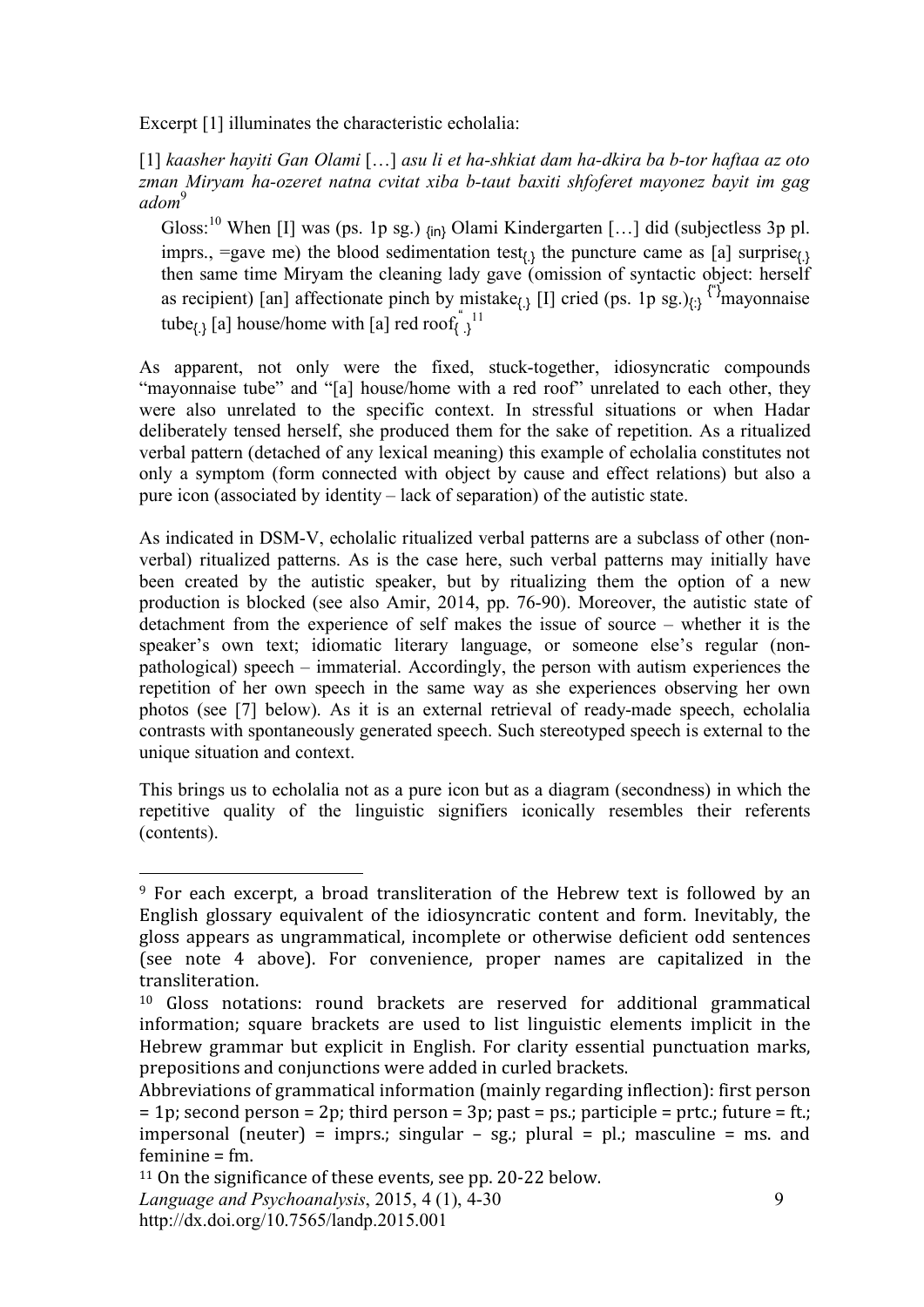Excerpt [1] illuminates the characteristic echolalia:

[1] *kaasher hayiti Gan Olami* […] *asu li et ha-shkiat dam ha-dkira ba b-tor haftaa az oto zman Miryam ha-ozeret natna cvitat xiba b-taut baxiti shfoferet mayonez bayit im gag adom*[9]

> Gloss:[10] When [I] was (ps. 1p sg.) {in} Olami Kindergarten […] did (subjectless 3p pl. imprs., =gave me) the blood sedimentation test{.} the puncture came as [a] surprise{.} then same time Miryam the cleaning lady gave (omission of syntactic object: herself as recipient) [an] affectionate pinch by mistake{.} [I] cried (ps. 1p sg.){:} {"}mayonnaise tube{.} [a] house/home with [a] red roof{.}[11]

As apparent, not only were the fixed, stuck-together, idiosyncratic compounds "mayonnaise tube" and "[a] house/home with a red roof" unrelated to each other, they were also unrelated to the specific context. In stressful situations or when Hadar deliberately tensed herself, she produced them for the sake of repetition. As a ritualized verbal pattern (detached of any lexical meaning) this example of echolalia constitutes not only a symptom (form connected with object by cause and effect relations) but also a pure icon (associated by identity – lack of separation) of the autistic state.

As indicated in DSM-V, echolalic ritualized verbal patterns are a subclass of other (non-verbal) ritualized patterns. As is the case here, such verbal patterns may initially have been created by the autistic speaker, but by ritualizing them the option of a new production is blocked (see also Amir, 2014, pp. 76-90). Moreover, the autistic state of detachment from the experience of self makes the issue of source – whether it is the speaker's own text; idiomatic literary language, or someone else's regular (non-pathological) speech – immaterial. Accordingly, the person with autism experiences the repetition of her own speech in the same way as she experiences observing her own photos (see [7] below). As it is an external retrieval of ready-made speech, echolalia contrasts with spontaneously generated speech. Such stereotyped speech is external to the unique situation and context.

This brings us to echolalia not as a pure icon but as a diagram (secondness) in which the repetitive quality of the linguistic signifiers iconically resembles their referents (contents).

---

[9] For each excerpt, a broad transliteration of the Hebrew text is followed by an English glossary equivalent of the idiosyncratic content and form. Inevitably, the gloss appears as ungrammatical, incomplete or otherwise deficient odd sentences (see note 4 above). For convenience, proper names are capitalized in the transliteration.

[10] Gloss notations: round brackets are reserved for additional grammatical information; square brackets are used to list linguistic elements implicit in the Hebrew grammar but explicit in English. For clarity essential punctuation marks, prepositions and conjunctions were added in curled brackets.

Abbreviations of grammatical information (mainly regarding inflection): first person = 1p; second person = 2p; third person = 3p; past = ps.; participle = prtc.; future = ft.; impersonal (neuter) = imprs.; singular – sg.; plural = pl.; masculine = ms. and feminine = fm.

[11] On the significance of these events, see pp. 20-22 below.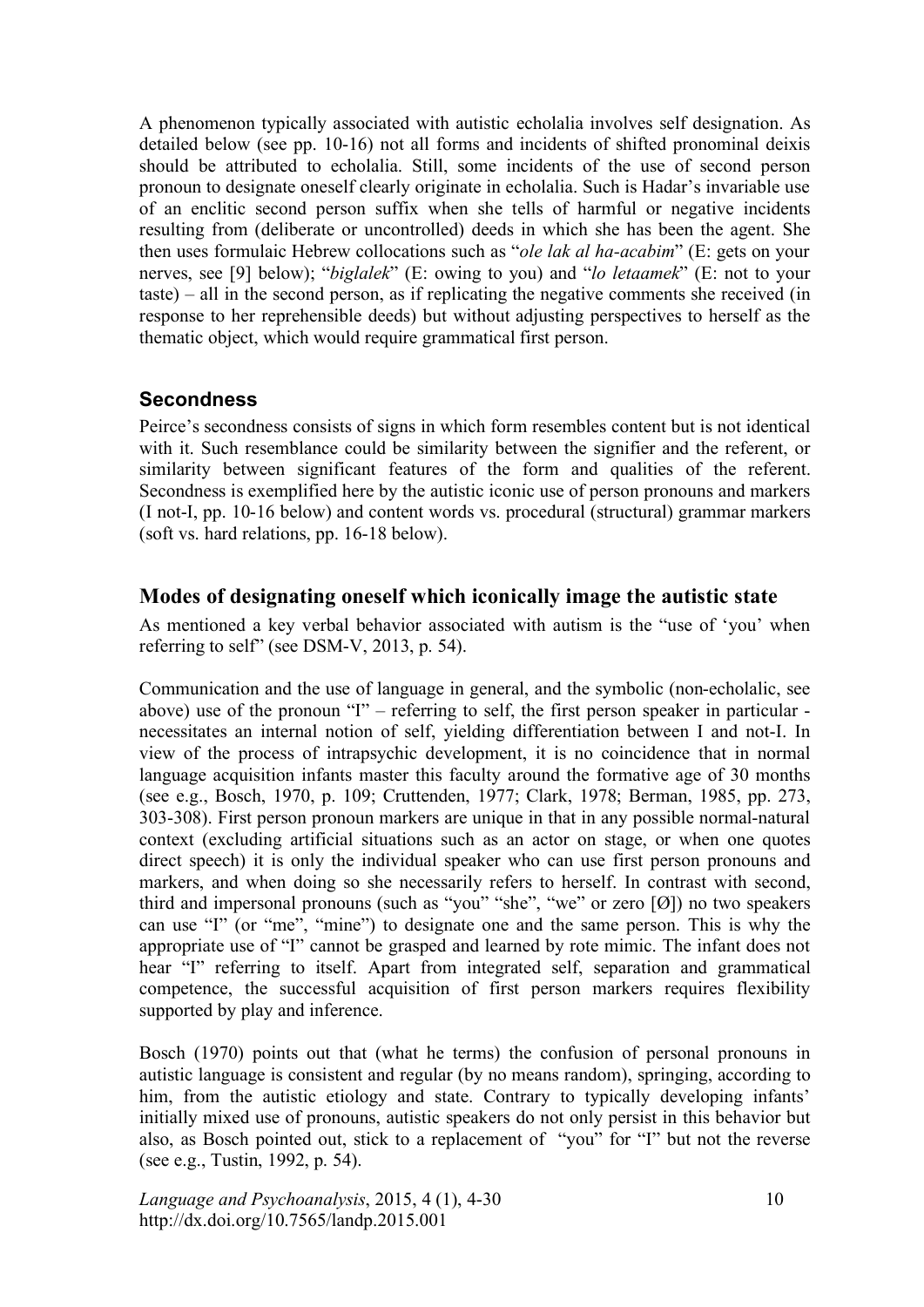A phenomenon typically associated with autistic echolalia involves self designation. As detailed below (see pp. 10-16) not all forms and incidents of shifted pronominal deixis should be attributed to echolalia. Still, some incidents of the use of second person pronoun to designate oneself clearly originate in echolalia. Such is Hadar's invariable use of an enclitic second person suffix when she tells of harmful or negative incidents resulting from (deliberate or uncontrolled) deeds in which she has been the agent. She then uses formulaic Hebrew collocations such as "*ole lak al ha-acabim*" (E: gets on your nerves, see [9] below); "*biglalek*" (E: owing to you) and "*lo letaamek*" (E: not to your taste) – all in the second person, as if replicating the negative comments she received (in response to her reprehensible deeds) but without adjusting perspectives to herself as the thematic object, which would require grammatical first person.

### Secondness

Peirce's secondness consists of signs in which form resembles content but is not identical with it. Such resemblance could be similarity between the signifier and the referent, or similarity between significant features of the form and qualities of the referent. Secondness is exemplified here by the autistic iconic use of person pronouns and markers (I not-I, pp. 10-16 below) and content words vs. procedural (structural) grammar markers (soft vs. hard relations, pp. 16-18 below).

## Modes of designating oneself which iconically image the autistic state

As mentioned a key verbal behavior associated with autism is the "use of 'you' when referring to self" (see DSM-V, 2013, p. 54).

Communication and the use of language in general, and the symbolic (non-echolalic, see above) use of the pronoun "I" – referring to self, the first person speaker in particular - necessitates an internal notion of self, yielding differentiation between I and not-I. In view of the process of intrapsychic development, it is no coincidence that in normal language acquisition infants master this faculty around the formative age of 30 months (see e.g., Bosch, 1970, p. 109; Cruttenden, 1977; Clark, 1978; Berman, 1985, pp. 273, 303-308). First person pronoun markers are unique in that in any possible normal-natural context (excluding artificial situations such as an actor on stage, or when one quotes direct speech) it is only the individual speaker who can use first person pronouns and markers, and when doing so she necessarily refers to herself. In contrast with second, third and impersonal pronouns (such as "you" "she", "we" or zero [Ø]) no two speakers can use "I" (or "me", "mine") to designate one and the same person. This is why the appropriate use of "I" cannot be grasped and learned by rote mimic. The infant does not hear "I" referring to itself. Apart from integrated self, separation and grammatical competence, the successful acquisition of first person markers requires flexibility supported by play and inference.

Bosch (1970) points out that (what he terms) the confusion of personal pronouns in autistic language is consistent and regular (by no means random), springing, according to him, from the autistic etiology and state. Contrary to typically developing infants' initially mixed use of pronouns, autistic speakers do not only persist in this behavior but also, as Bosch pointed out, stick to a replacement of "you" for "I" but not the reverse (see e.g., Tustin, 1992, p. 54).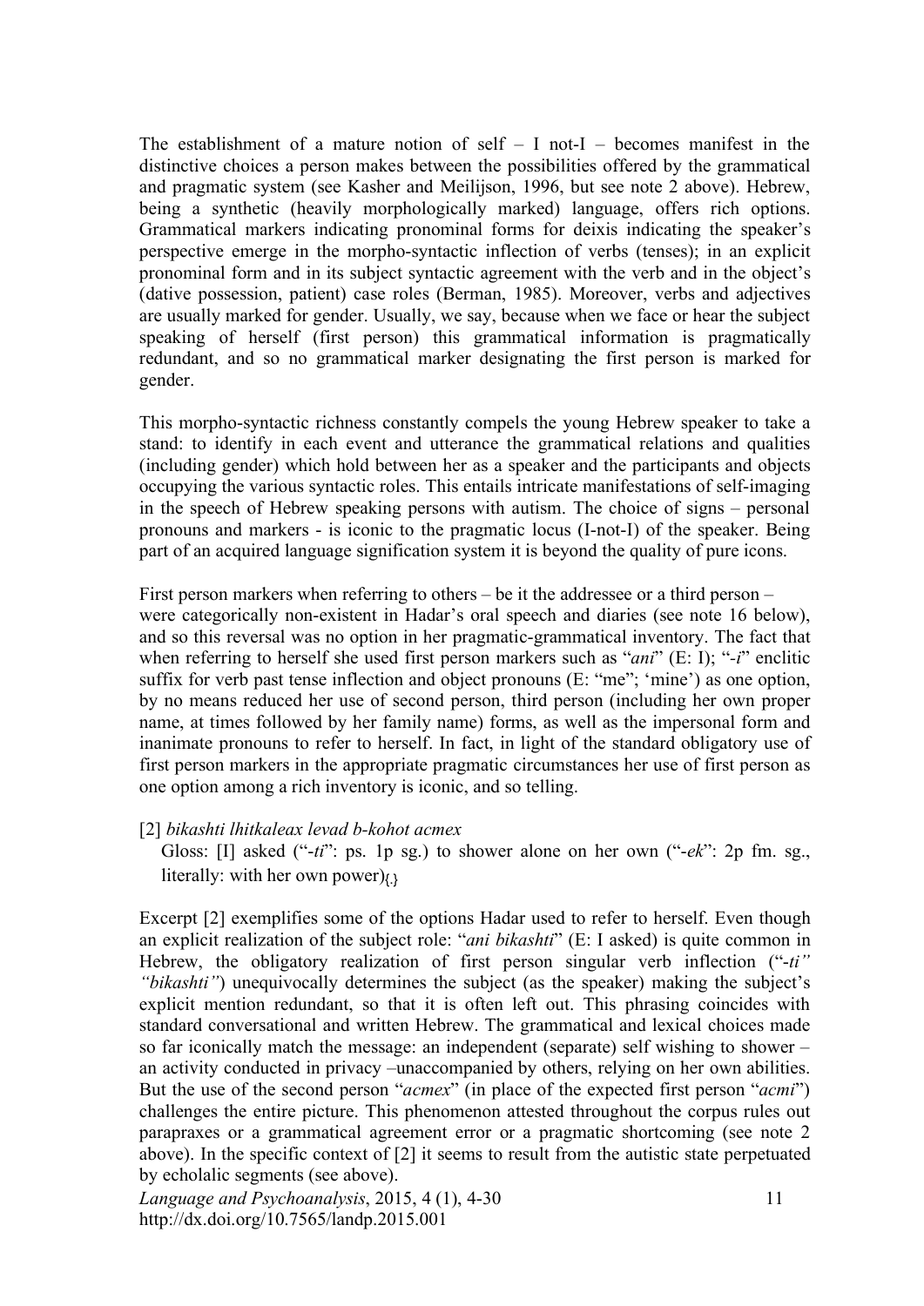The establishment of a mature notion of self – I not-I – becomes manifest in the distinctive choices a person makes between the possibilities offered by the grammatical and pragmatic system (see Kasher and Meilijson, 1996, but see note 2 above). Hebrew, being a synthetic (heavily morphologically marked) language, offers rich options. Grammatical markers indicating pronominal forms for deixis indicating the speaker's perspective emerge in the morpho-syntactic inflection of verbs (tenses); in an explicit pronominal form and in its subject syntactic agreement with the verb and in the object's (dative possession, patient) case roles (Berman, 1985). Moreover, verbs and adjectives are usually marked for gender. Usually, we say, because when we face or hear the subject speaking of herself (first person) this grammatical information is pragmatically redundant, and so no grammatical marker designating the first person is marked for gender.

This morpho-syntactic richness constantly compels the young Hebrew speaker to take a stand: to identify in each event and utterance the grammatical relations and qualities (including gender) which hold between her as a speaker and the participants and objects occupying the various syntactic roles. This entails intricate manifestations of self-imaging in the speech of Hebrew speaking persons with autism. The choice of signs – personal pronouns and markers - is iconic to the pragmatic locus (I-not-I) of the speaker. Being part of an acquired language signification system it is beyond the quality of pure icons.

First person markers when referring to others – be it the addressee or a third person – were categorically non-existent in Hadar's oral speech and diaries (see note 16 below), and so this reversal was no option in her pragmatic-grammatical inventory. The fact that when referring to herself she used first person markers such as "*ani*" (E: I); "*-i*" enclitic suffix for verb past tense inflection and object pronouns (E: "me"; 'mine') as one option, by no means reduced her use of second person, third person (including her own proper name, at times followed by her family name) forms, as well as the impersonal form and inanimate pronouns to refer to herself. In fact, in light of the standard obligatory use of first person markers in the appropriate pragmatic circumstances her use of first person as one option among a rich inventory is iconic, and so telling.

[2] *bikashti lhitkaleax levad b-kohot acmex*

Gloss: [I] asked ("*-ti*": ps. 1p sg.) to shower alone on her own ("*-ek*": 2p fm. sg., literally: with her own power)$_{\{.\}}$

Excerpt [2] exemplifies some of the options Hadar used to refer to herself. Even though an explicit realization of the subject role: "*ani bikashti*" (E: I asked) is quite common in Hebrew, the obligatory realization of first person singular verb inflection ("*-ti" "bikashti"*) unequivocally determines the subject (as the speaker) making the subject's explicit mention redundant, so that it is often left out. This phrasing coincides with standard conversational and written Hebrew. The grammatical and lexical choices made so far iconically match the message: an independent (separate) self wishing to shower – an activity conducted in privacy –unaccompanied by others, relying on her own abilities. But the use of the second person "*acmex*" (in place of the expected first person "*acmi*") challenges the entire picture. This phenomenon attested throughout the corpus rules out parapraxes or a grammatical agreement error or a pragmatic shortcoming (see note 2 above). In the specific context of [2] it seems to result from the autistic state perpetuated by echolalic segments (see above).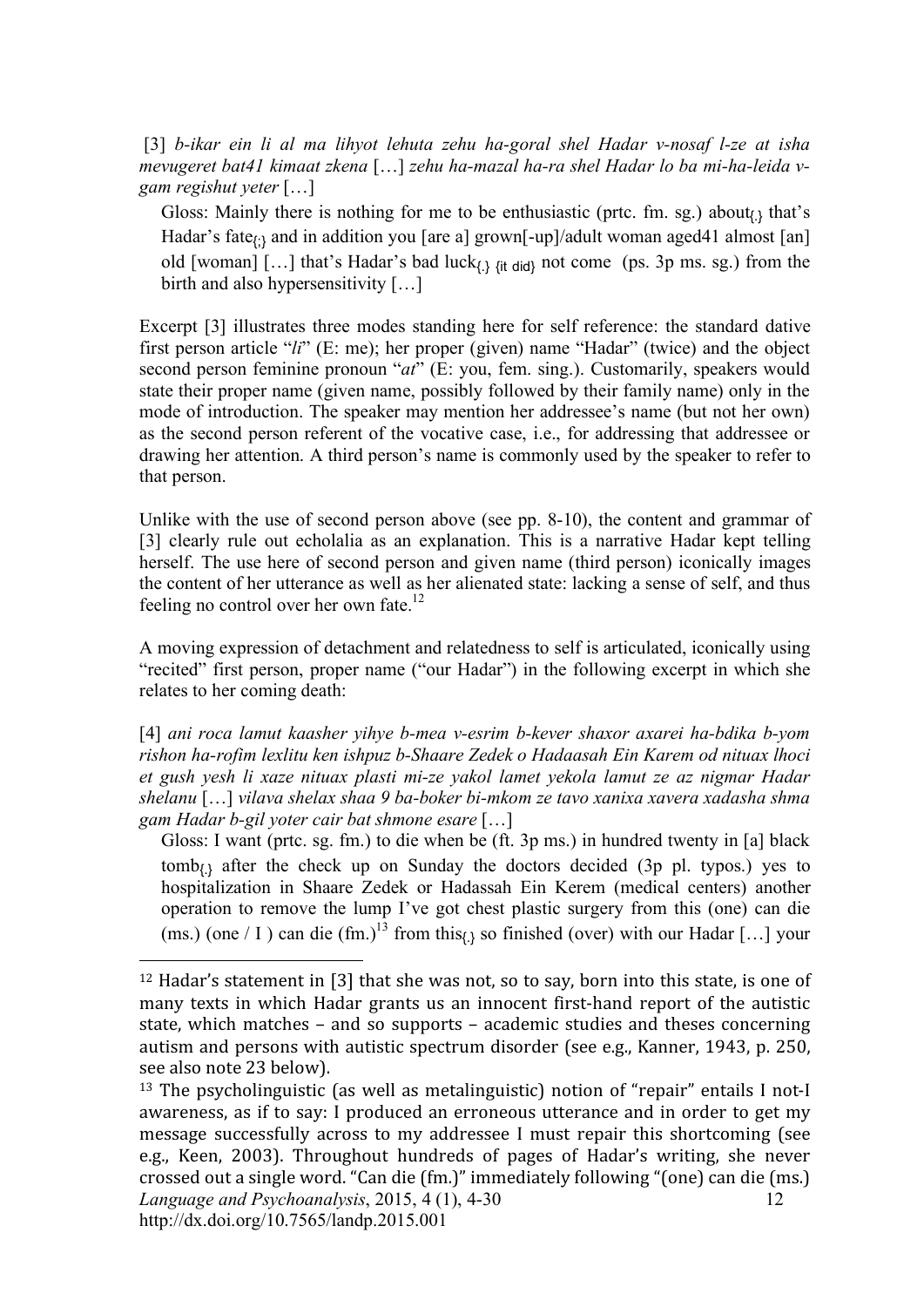[3] *b-ikar ein li al ma lihyot lehuta zehu ha-goral shel Hadar v-nosaf l-ze at isha mevugeret bat41 kimaat zkena* […] *zehu ha-mazal ha-ra shel Hadar lo ba mi-ha-leida v-gam regishut yeter* […]

> Gloss: Mainly there is nothing for me to be enthusiastic (prtc. fm. sg.) about$_{\{.\}}$ that's Hadar's fate$_{\{;\}}$ and in addition you [are a] grown[-up]/adult woman aged41 almost [an] old [woman] […] that's Hadar's bad luck$_{\{.\}\ \{\text{it did}\}}$ not come (ps. 3p ms. sg.) from the birth and also hypersensitivity […]

Excerpt [3] illustrates three modes standing here for self reference: the standard dative first person article "*li*" (E: me); her proper (given) name "Hadar" (twice) and the object second person feminine pronoun "*at*" (E: you, fem. sing.). Customarily, speakers would state their proper name (given name, possibly followed by their family name) only in the mode of introduction. The speaker may mention her addressee's name (but not her own) as the second person referent of the vocative case, i.e., for addressing that addressee or drawing her attention. A third person's name is commonly used by the speaker to refer to that person.

Unlike with the use of second person above (see pp. 8-10), the content and grammar of [3] clearly rule out echolalia as an explanation. This is a narrative Hadar kept telling herself. The use here of second person and given name (third person) iconically images the content of her utterance as well as her alienated state: lacking a sense of self, and thus feeling no control over her own fate.[12]

A moving expression of detachment and relatedness to self is articulated, iconically using "recited" first person, proper name ("our Hadar") in the following excerpt in which she relates to her coming death:

[4] *ani roca lamut kaasher yihye b-mea v-esrim b-kever shaxor axarei ha-bdika b-yom rishon ha-rofim lexlitu ken ishpuz b-Shaare Zedek o Hadaasah Ein Karem od nituax lhoci et gush yesh li xaze nituax plasti mi-ze yakol lamet yekola lamut ze az nigmar Hadar shelanu* […] *vilava shelax shaa 9 ba-boker bi-mkom ze tavo xanixa xavera xadasha shma gam Hadar b-gil yoter cair bat shmone esare* […]

> Gloss: I want (prtc. sg. fm.) to die when be (ft. 3p ms.) in hundred twenty in [a] black tomb$_{\{.\}}$ after the check up on Sunday the doctors decided (3p pl. typos.) yes to hospitalization in Shaare Zedek or Hadassah Ein Kerem (medical centers) another operation to remove the lump I've got chest plastic surgery from this (one) can die (ms.) (one / I ) can die (fm.)[13] from this$_{\{.\}}$ so finished (over) with our Hadar […] your

---

[12] Hadar's statement in [3] that she was not, so to say, born into this state, is one of many texts in which Hadar grants us an innocent first-hand report of the autistic state, which matches – and so supports – academic studies and theses concerning autism and persons with autistic spectrum disorder (see e.g., Kanner, 1943, p. 250, see also note 23 below).

[13] The psycholinguistic (as well as metalinguistic) notion of "repair" entails I not-I awareness, as if to say: I produced an erroneous utterance and in order to get my message successfully across to my addressee I must repair this shortcoming (see e.g., Keen, 2003). Throughout hundreds of pages of Hadar's writing, she never crossed out a single word. "Can die (fm.)" immediately following "(one) can die (ms.)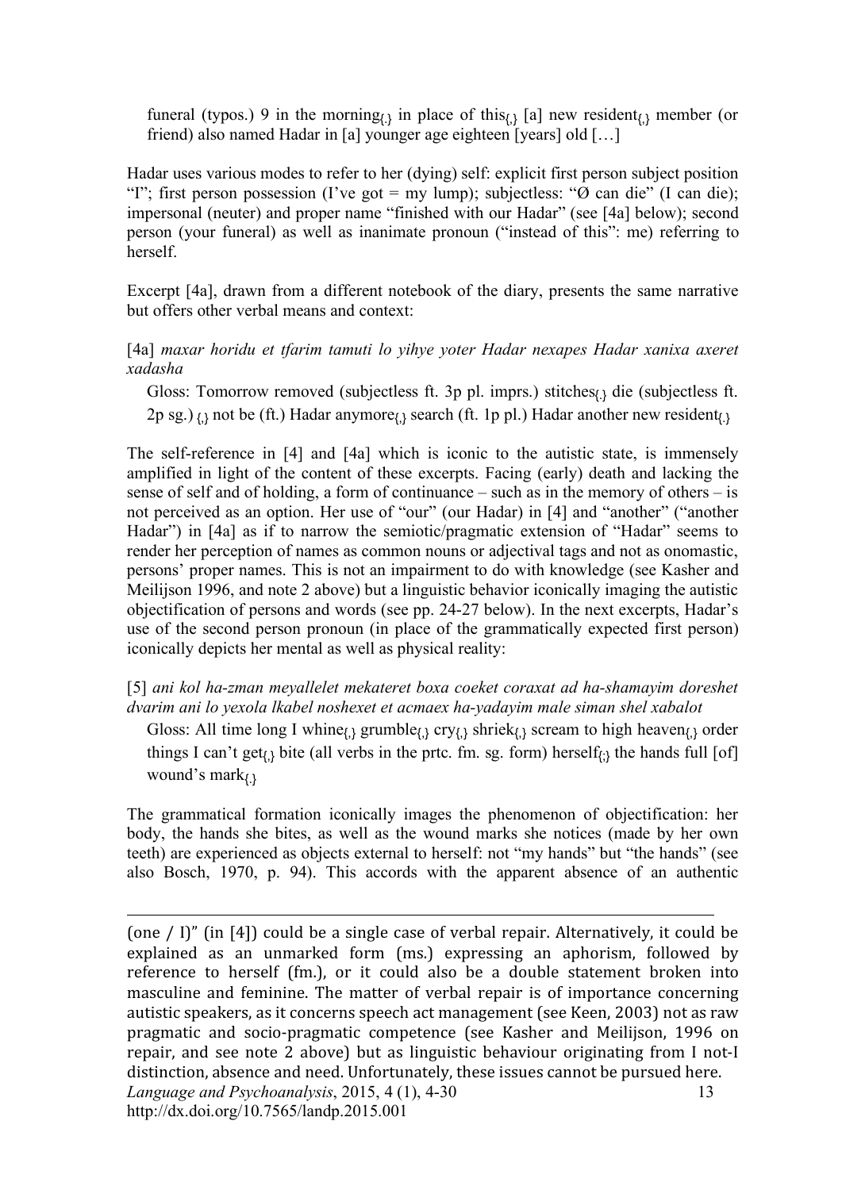funeral (typos.) 9 in the morning$_{\{.\}}$ in place of this$_{\{,\}}$ [a] new resident$_{\{,\}}$ member (or friend) also named Hadar in [a] younger age eighteen [years] old […]

Hadar uses various modes to refer to her (dying) self: explicit first person subject position "I"; first person possession (I've got = my lump); subjectless: "Ø can die" (I can die); impersonal (neuter) and proper name "finished with our Hadar" (see [4a] below); second person (your funeral) as well as inanimate pronoun ("instead of this": me) referring to herself.

Excerpt [4a], drawn from a different notebook of the diary, presents the same narrative but offers other verbal means and context:

[4a] *maxar horidu et tfarim tamuti lo yihye yoter Hadar nexapes Hadar xanixa axeret xadasha*

Gloss: Tomorrow removed (subjectless ft. 3p pl. imprs.) stitches$_{\{.\}}$ die (subjectless ft. 2p sg.) $_{\{,\}}$ not be (ft.) Hadar anymore$_{\{,\}}$ search (ft. 1p pl.) Hadar another new resident$_{\{.\}}$

The self-reference in [4] and [4a] which is iconic to the autistic state, is immensely amplified in light of the content of these excerpts. Facing (early) death and lacking the sense of self and of holding, a form of continuance – such as in the memory of others – is not perceived as an option. Her use of "our" (our Hadar) in [4] and "another" ("another Hadar") in [4a] as if to narrow the semiotic/pragmatic extension of "Hadar" seems to render her perception of names as common nouns or adjectival tags and not as onomastic, persons' proper names. This is not an impairment to do with knowledge (see Kasher and Meilijson 1996, and note 2 above) but a linguistic behavior iconically imaging the autistic objectification of persons and words (see pp. 24-27 below). In the next excerpts, Hadar's use of the second person pronoun (in place of the grammatically expected first person) iconically depicts her mental as well as physical reality:

[5] *ani kol ha-zman meyallelet mekateret boxa coeket coraxat ad ha-shamayim doreshet dvarim ani lo yexola lkabel noshexet et acmaex ha-yadayim male siman shel xabalot*

Gloss: All time long I whine$_{\{,\}}$ grumble$_{\{,\}}$ cry$_{\{,\}}$ shriek$_{\{,\}}$ scream to high heaven$_{\{,\}}$ order things I can't get$_{\{,\}}$ bite (all verbs in the prtc. fm. sg. form) herself$_{\{;\}}$ the hands full [of] wound's mark$_{\{.\}}$

The grammatical formation iconically images the phenomenon of objectification: her body, the hands she bites, as well as the wound marks she notices (made by her own teeth) are experienced as objects external to herself: not "my hands" but "the hands" (see also Bosch, 1970, p. 94). This accords with the apparent absence of an authentic

(one / I)" (in [4]) could be a single case of verbal repair. Alternatively, it could be explained as an unmarked form (ms.) expressing an aphorism, followed by reference to herself (fm.), or it could also be a double statement broken into masculine and feminine. The matter of verbal repair is of importance concerning autistic speakers, as it concerns speech act management (see Keen, 2003) not as raw pragmatic and socio-pragmatic competence (see Kasher and Meilijson, 1996 on repair, and see note 2 above) but as linguistic behaviour originating from I not-I distinction, absence and need. Unfortunately, these issues cannot be pursued here.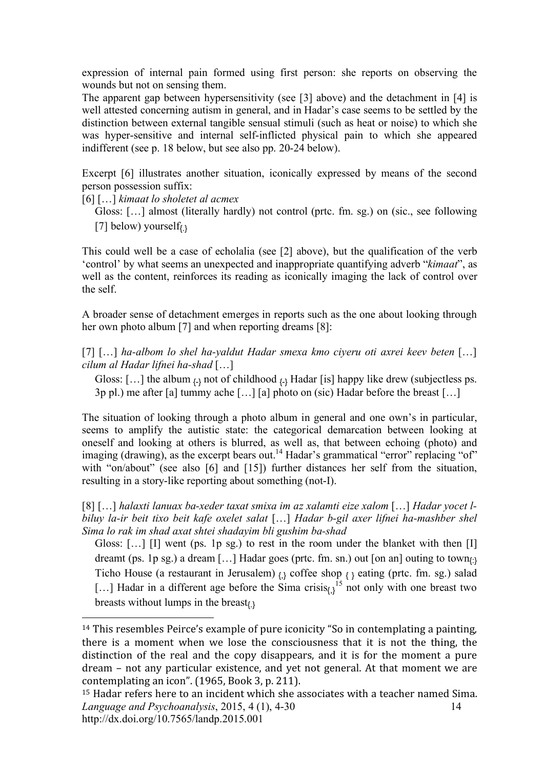expression of internal pain formed using first person: she reports on observing the wounds but not on sensing them.
The apparent gap between hypersensitivity (see [3] above) and the detachment in [4] is well attested concerning autism in general, and in Hadar's case seems to be settled by the distinction between external tangible sensual stimuli (such as heat or noise) to which she was hyper-sensitive and internal self-inflicted physical pain to which she appeared indifferent (see p. 18 below, but see also pp. 20-24 below).

Excerpt [6] illustrates another situation, iconically expressed by means of the second person possession suffix:

[6] […] *kimaat lo sholetet al acmex*

Gloss: […] almost (literally hardly) not control (prtc. fm. sg.) on (sic., see following [7] below) yourself$_{\{.\}}$

This could well be a case of echolalia (see [2] above), but the qualification of the verb 'control' by what seems an unexpected and inappropriate quantifying adverb "*kimaat*", as well as the content, reinforces its reading as iconically imaging the lack of control over the self.

A broader sense of detachment emerges in reports such as the one about looking through her own photo album [7] and when reporting dreams [8]:

[7] […] *ha-albom lo shel ha-yaldut Hadar smexa kmo ciyeru oti axrei keev beten* […] *cilum al Hadar lifnei ha-shad* […]

Gloss: […] the album $_{\{-\}}$ not of childhood $_{\{-\}}$ Hadar [is] happy like drew (subjectless ps. 3p pl.) me after [a] tummy ache […] [a] photo on (sic) Hadar before the breast […]

The situation of looking through a photo album in general and one own's in particular, seems to amplify the autistic state: the categorical demarcation between looking at oneself and looking at others is blurred, as well as, that between echoing (photo) and imaging (drawing), as the excerpt bears out.[14] Hadar's grammatical "error" replacing "of" with "on/about" (see also [6] and [15]) further distances her self from the situation, resulting in a story-like reporting about something (not-I).

[8] […] *halaxti lanuax ba-xeder taxat smixa im az xalamti eize xalom* […] *Hadar yocet l-biluy la-ir beit tixo beit kafe oxelet salat* […] *Hadar b-gil axer lifnei ha-mashber shel Sima lo rak im shad axat shtei shadayim bli gushim ba-shad*

Gloss: […] [I] went (ps. 1p sg.) to rest in the room under the blanket with then [I] dreamt (ps. 1p sg.) a dream […] Hadar goes (prtc. fm. sn.) out [on an] outing to town$_{\{:\}}$ Ticho House (a restaurant in Jerusalem) $_{\{,\}}$ coffee shop $_{\{\ \}}$ eating (prtc. fm. sg.) salad […] Hadar in a different age before the Sima crisis$_{\{,\}}$[15] not only with one breast two breasts without lumps in the breast$_{\{.\}}$

---

[14] This resembles Peirce's example of pure iconicity "So in contemplating a painting, there is a moment when we lose the consciousness that it is not the thing, the distinction of the real and the copy disappears, and it is for the moment a pure dream – not any particular existence, and yet not general. At that moment we are contemplating an icon". (1965, Book 3, p. 211).

[15] Hadar refers here to an incident which she associates with a teacher named Sima.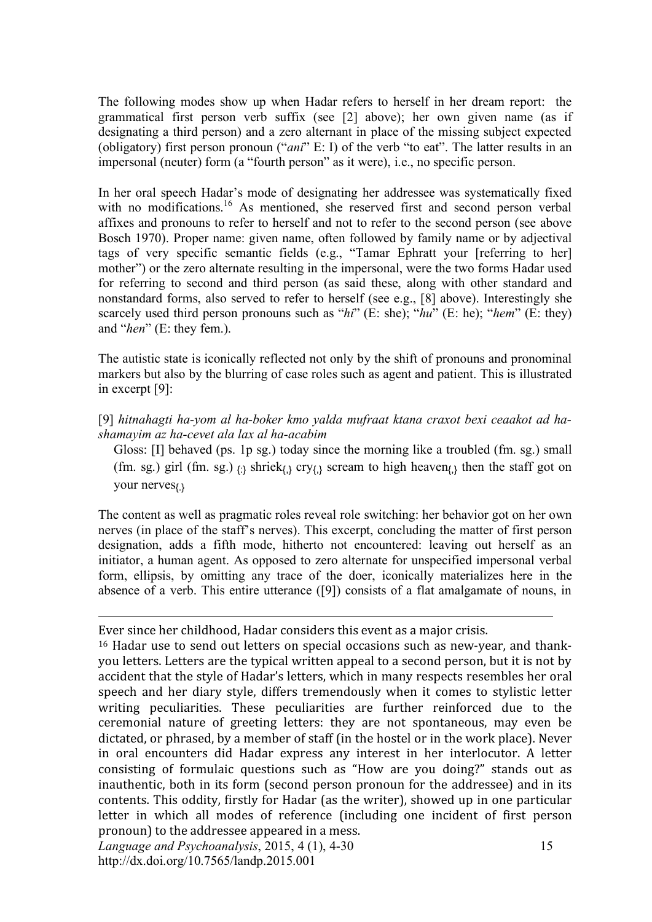The following modes show up when Hadar refers to herself in her dream report: the grammatical first person verb suffix (see [2] above); her own given name (as if designating a third person) and a zero alternant in place of the missing subject expected (obligatory) first person pronoun ("*ani*" E: I) of the verb "to eat". The latter results in an impersonal (neuter) form (a "fourth person" as it were), i.e., no specific person.

In her oral speech Hadar's mode of designating her addressee was systematically fixed with no modifications.[16] As mentioned, she reserved first and second person verbal affixes and pronouns to refer to herself and not to refer to the second person (see above Bosch 1970). Proper name: given name, often followed by family name or by adjectival tags of very specific semantic fields (e.g., "Tamar Ephratt your [referring to her] mother") or the zero alternate resulting in the impersonal, were the two forms Hadar used for referring to second and third person (as said these, along with other standard and nonstandard forms, also served to refer to herself (see e.g., [8] above). Interestingly she scarcely used third person pronouns such as "*hi*" (E: she); "*hu*" (E: he); "*hem*" (E: they) and "*hen*" (E: they fem.).

The autistic state is iconically reflected not only by the shift of pronouns and pronominal markers but also by the blurring of case roles such as agent and patient. This is illustrated in excerpt [9]:

[9] *hitnahagti ha-yom al ha-boker kmo yalda mufraat ktana craxot bexi ceaakot ad ha-shamayim az ha-cevet ala lax al ha-acabim*

Gloss: [I] behaved (ps. 1p sg.) today since the morning like a troubled (fm. sg.) small (fm. sg.) girl (fm. sg.) $_{\{:\}}$ shriek$_{\{,\}}$ cry$_{\{,\}}$ scream to high heaven$_{\{,\}}$ then the staff got on your nerves$_{\{.\}}$

The content as well as pragmatic roles reveal role switching: her behavior got on her own nerves (in place of the staff's nerves). This excerpt, concluding the matter of first person designation, adds a fifth mode, hitherto not encountered: leaving out herself as an initiator, a human agent. As opposed to zero alternate for unspecified impersonal verbal form, ellipsis, by omitting any trace of the doer, iconically materializes here in the absence of a verb. This entire utterance ([9]) consists of a flat amalgamate of nouns, in

---

Ever since her childhood, Hadar considers this event as a major crisis.

[16] Hadar use to send out letters on special occasions such as new-year, and thank-you letters. Letters are the typical written appeal to a second person, but it is not by accident that the style of Hadar's letters, which in many respects resembles her oral speech and her diary style, differs tremendously when it comes to stylistic letter writing peculiarities. These peculiarities are further reinforced due to the ceremonial nature of greeting letters: they are not spontaneous, may even be dictated, or phrased, by a member of staff (in the hostel or in the work place). Never in oral encounters did Hadar express any interest in her interlocutor. A letter consisting of formulaic questions such as "How are you doing?" stands out as inauthentic, both in its form (second person pronoun for the addressee) and in its contents. This oddity, firstly for Hadar (as the writer), showed up in one particular letter in which all modes of reference (including one incident of first person pronoun) to the addressee appeared in a mess.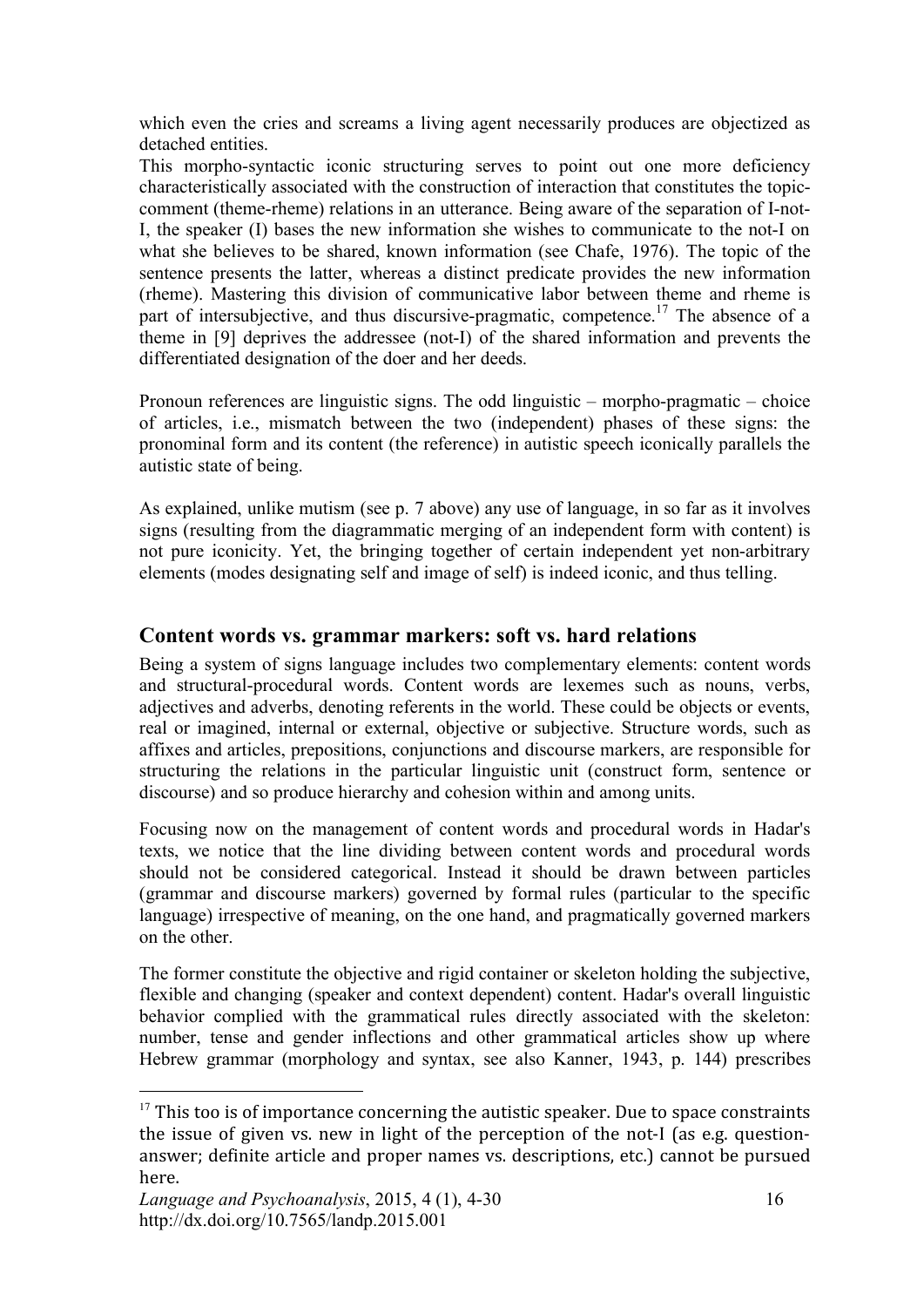which even the cries and screams a living agent necessarily produces are objectized as detached entities.

This morpho-syntactic iconic structuring serves to point out one more deficiency characteristically associated with the construction of interaction that constitutes the topic-comment (theme-rheme) relations in an utterance. Being aware of the separation of I-not-I, the speaker (I) bases the new information she wishes to communicate to the not-I on what she believes to be shared, known information (see Chafe, 1976). The topic of the sentence presents the latter, whereas a distinct predicate provides the new information (rheme). Mastering this division of communicative labor between theme and rheme is part of intersubjective, and thus discursive-pragmatic, competence.[17] The absence of a theme in [9] deprives the addressee (not-I) of the shared information and prevents the differentiated designation of the doer and her deeds.

Pronoun references are linguistic signs. The odd linguistic – morpho-pragmatic – choice of articles, i.e., mismatch between the two (independent) phases of these signs: the pronominal form and its content (the reference) in autistic speech iconically parallels the autistic state of being.

As explained, unlike mutism (see p. 7 above) any use of language, in so far as it involves signs (resulting from the diagrammatic merging of an independent form with content) is not pure iconicity. Yet, the bringing together of certain independent yet non-arbitrary elements (modes designating self and image of self) is indeed iconic, and thus telling.

## Content words vs. grammar markers: soft vs. hard relations

Being a system of signs language includes two complementary elements: content words and structural-procedural words. Content words are lexemes such as nouns, verbs, adjectives and adverbs, denoting referents in the world. These could be objects or events, real or imagined, internal or external, objective or subjective. Structure words, such as affixes and articles, prepositions, conjunctions and discourse markers, are responsible for structuring the relations in the particular linguistic unit (construct form, sentence or discourse) and so produce hierarchy and cohesion within and among units.

Focusing now on the management of content words and procedural words in Hadar's texts, we notice that the line dividing between content words and procedural words should not be considered categorical. Instead it should be drawn between particles (grammar and discourse markers) governed by formal rules (particular to the specific language) irrespective of meaning, on the one hand, and pragmatically governed markers on the other.

The former constitute the objective and rigid container or skeleton holding the subjective, flexible and changing (speaker and context dependent) content. Hadar's overall linguistic behavior complied with the grammatical rules directly associated with the skeleton: number, tense and gender inflections and other grammatical articles show up where Hebrew grammar (morphology and syntax, see also Kanner, 1943, p. 144) prescribes

[17] This too is of importance concerning the autistic speaker. Due to space constraints the issue of given vs. new in light of the perception of the not-I (as e.g. question-answer; definite article and proper names vs. descriptions, etc.) cannot be pursued here.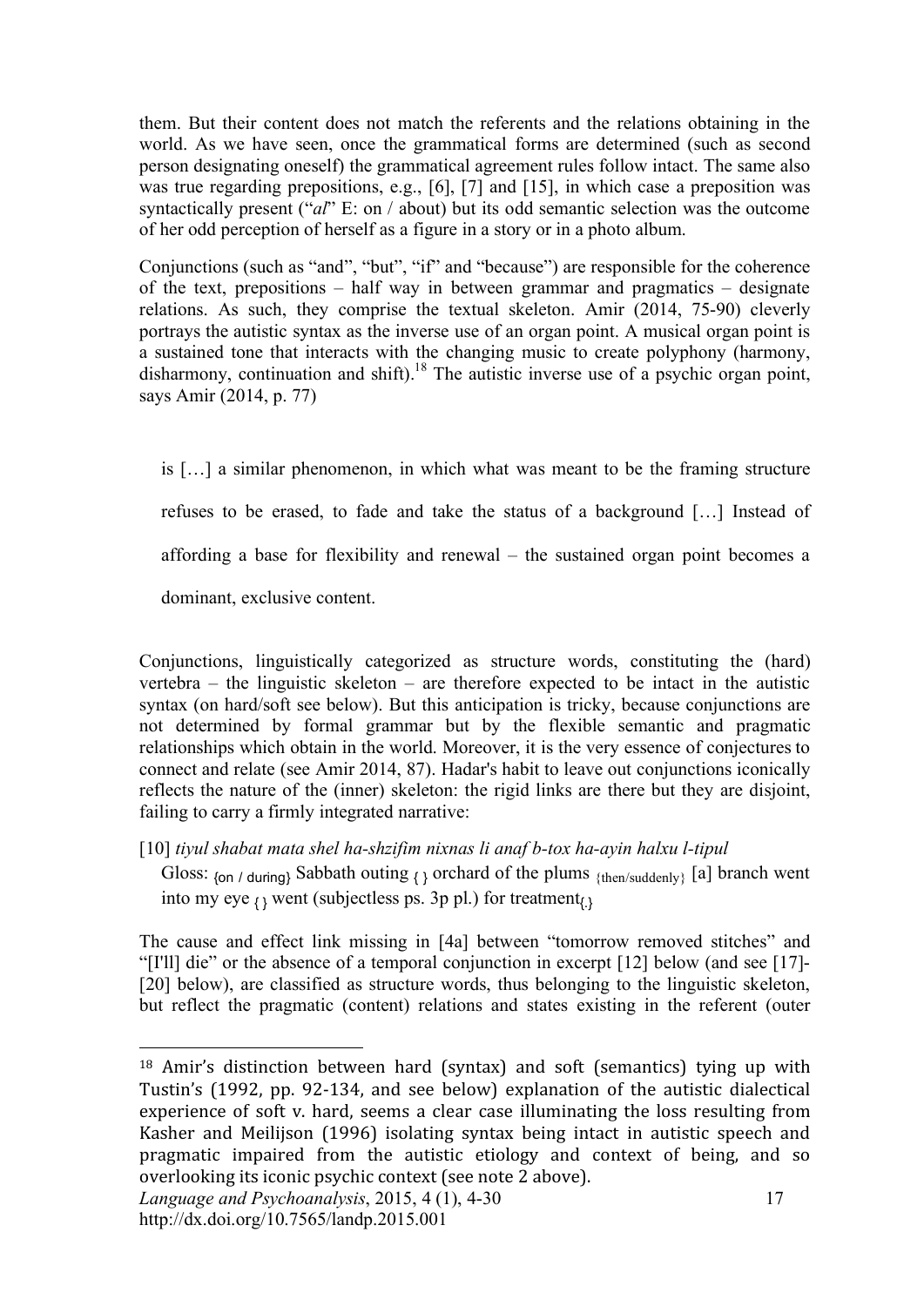them. But their content does not match the referents and the relations obtaining in the world. As we have seen, once the grammatical forms are determined (such as second person designating oneself) the grammatical agreement rules follow intact. The same also was true regarding prepositions, e.g., [6], [7] and [15], in which case a preposition was syntactically present ("*al*" E: on / about) but its odd semantic selection was the outcome of her odd perception of herself as a figure in a story or in a photo album.

Conjunctions (such as "and", "but", "if" and "because") are responsible for the coherence of the text, prepositions – half way in between grammar and pragmatics – designate relations. As such, they comprise the textual skeleton. Amir (2014, 75-90) cleverly portrays the autistic syntax as the inverse use of an organ point. A musical organ point is a sustained tone that interacts with the changing music to create polyphony (harmony, disharmony, continuation and shift).[18] The autistic inverse use of a psychic organ point, says Amir (2014, p. 77)

> is […] a similar phenomenon, in which what was meant to be the framing structure refuses to be erased, to fade and take the status of a background […] Instead of affording a base for flexibility and renewal – the sustained organ point becomes a dominant, exclusive content.

Conjunctions, linguistically categorized as structure words, constituting the (hard) vertebra – the linguistic skeleton – are therefore expected to be intact in the autistic syntax (on hard/soft see below). But this anticipation is tricky, because conjunctions are not determined by formal grammar but by the flexible semantic and pragmatic relationships which obtain in the world. Moreover, it is the very essence of conjectures to connect and relate (see Amir 2014, 87). Hadar's habit to leave out conjunctions iconically reflects the nature of the (inner) skeleton: the rigid links are there but they are disjoint, failing to carry a firmly integrated narrative:

[10] *tiyul shabat mata shel ha-shzifim nixnas li anaf b-tox ha-ayin halxu l-tipul*

Gloss: $_{\text{\{on / during\}}}$ Sabbath outing $_{\{\ \}}$ orchard of the plums $_{\text{\{then/suddenly\}}}$ [a] branch went into my eye $_{\{\ \}}$ went (subjectless ps. 3p pl.) for treatment$_{\{.\}}$

The cause and effect link missing in [4a] between "tomorrow removed stitches" and "[I'll] die" or the absence of a temporal conjunction in excerpt [12] below (and see [17]-[20] below), are classified as structure words, thus belonging to the linguistic skeleton, but reflect the pragmatic (content) relations and states existing in the referent (outer

---

[18] Amir's distinction between hard (syntax) and soft (semantics) tying up with Tustin's (1992, pp. 92-134, and see below) explanation of the autistic dialectical experience of soft v. hard, seems a clear case illuminating the loss resulting from Kasher and Meilijson (1996) isolating syntax being intact in autistic speech and pragmatic impaired from the autistic etiology and context of being, and so overlooking its iconic psychic context (see note 2 above).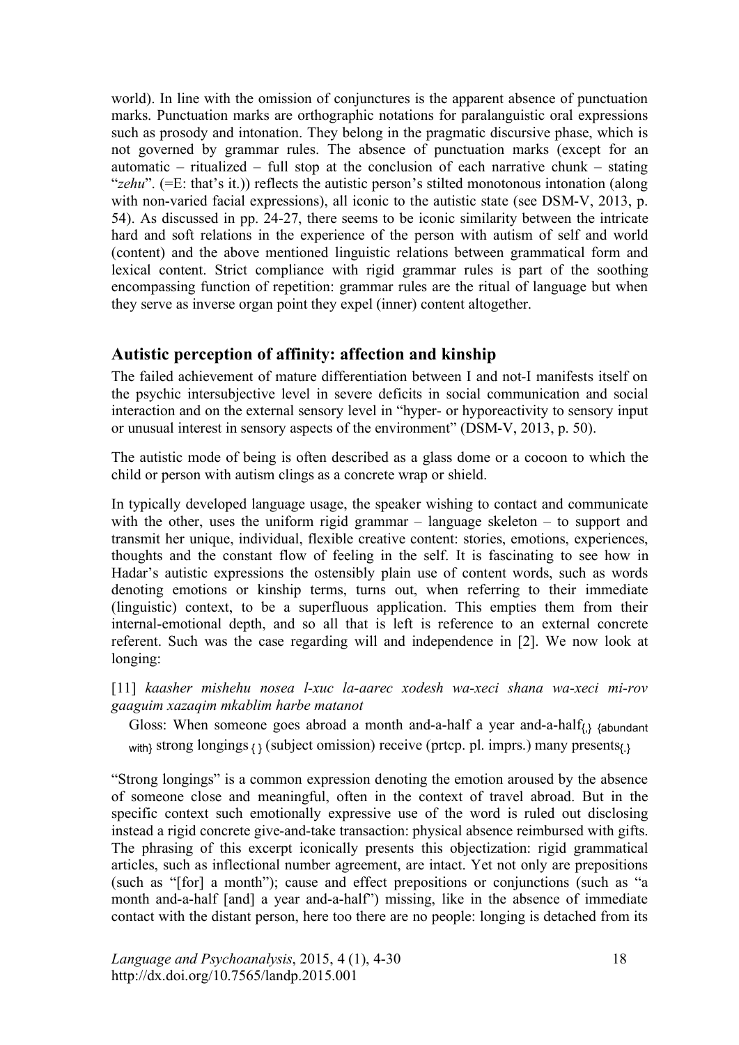world). In line with the omission of conjunctures is the apparent absence of punctuation marks. Punctuation marks are orthographic notations for paralanguistic oral expressions such as prosody and intonation. They belong in the pragmatic discursive phase, which is not governed by grammar rules. The absence of punctuation marks (except for an automatic – ritualized – full stop at the conclusion of each narrative chunk – stating "*zehu*". (=E: that's it.)) reflects the autistic person's stilted monotonous intonation (along with non-varied facial expressions), all iconic to the autistic state (see DSM-V, 2013, p. 54). As discussed in pp. 24-27, there seems to be iconic similarity between the intricate hard and soft relations in the experience of the person with autism of self and world (content) and the above mentioned linguistic relations between grammatical form and lexical content. Strict compliance with rigid grammar rules is part of the soothing encompassing function of repetition: grammar rules are the ritual of language but when they serve as inverse organ point they expel (inner) content altogether.

## Autistic perception of affinity: affection and kinship

The failed achievement of mature differentiation between I and not-I manifests itself on the psychic intersubjective level in severe deficits in social communication and social interaction and on the external sensory level in "hyper- or hyporeactivity to sensory input or unusual interest in sensory aspects of the environment" (DSM-V, 2013, p. 50).

The autistic mode of being is often described as a glass dome or a cocoon to which the child or person with autism clings as a concrete wrap or shield.

In typically developed language usage, the speaker wishing to contact and communicate with the other, uses the uniform rigid grammar – language skeleton – to support and transmit her unique, individual, flexible creative content: stories, emotions, experiences, thoughts and the constant flow of feeling in the self. It is fascinating to see how in Hadar's autistic expressions the ostensibly plain use of content words, such as words denoting emotions or kinship terms, turns out, when referring to their immediate (linguistic) context, to be a superfluous application. This empties them from their internal-emotional depth, and so all that is left is reference to an external concrete referent. Such was the case regarding will and independence in [2]. We now look at longing:

[11] *kaasher mishehu nosea l-xuc la-aarec xodesh wa-xeci shana wa-xeci mi-rov gaaguim xazaqim mkablim harbe matanot*

Gloss: When someone goes abroad a month and-a-half a year and-a-half$_{\{,\}}$ $_{\{\text{abundant with}\}}$ strong longings$_{\{\}}$ (subject omission) receive (prtcp. pl. imprs.) many presents$_{\{.\}}$

"Strong longings" is a common expression denoting the emotion aroused by the absence of someone close and meaningful, often in the context of travel abroad. But in the specific context such emotionally expressive use of the word is ruled out disclosing instead a rigid concrete give-and-take transaction: physical absence reimbursed with gifts. The phrasing of this excerpt iconically presents this objectization: rigid grammatical articles, such as inflectional number agreement, are intact. Yet not only are prepositions (such as "[for] a month"); cause and effect prepositions or conjunctions (such as "a month and-a-half [and] a year and-a-half") missing, like in the absence of immediate contact with the distant person, here too there are no people: longing is detached from its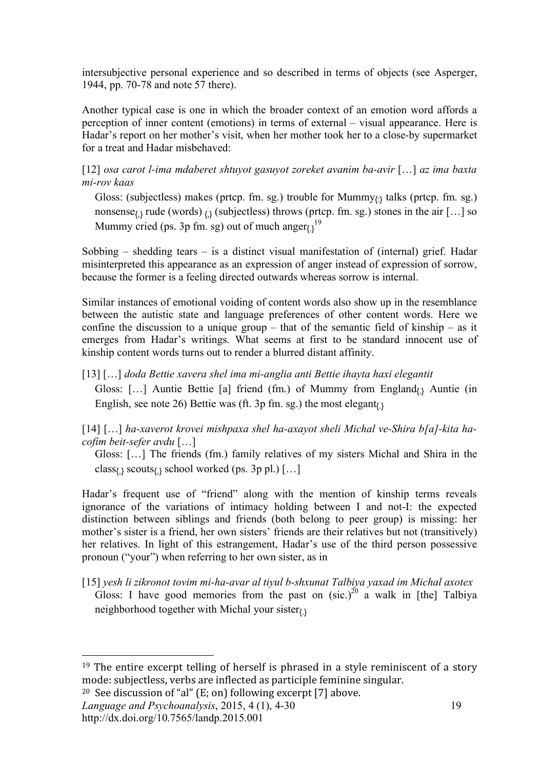intersubjective personal experience and so described in terms of objects (see Asperger, 1944, pp. 70-78 and note 57 there).

Another typical case is one in which the broader context of an emotion word affords a perception of inner content (emotions) in terms of external – visual appearance. Here is Hadar's report on her mother's visit, when her mother took her to a close-by supermarket for a treat and Hadar misbehaved:

[12] *osa carot l-ima mdaberet shtuyot gasuyot zoreket avanim ba-avir* […] *az ima baxta mi-rov kaas*

> Gloss: (subjectless) makes (prtcp. fm. sg.) trouble for Mummy$_{\{.\}}$ talks (prtcp. fm. sg.) nonsense$_{\{,\}}$ rude (words) $_{\{,\}}$ (subjectless) throws (prtcp. fm. sg.) stones in the air […] so Mummy cried (ps. 3p fm. sg) out of much anger$_{\{.\}}$[19]

Sobbing – shedding tears – is a distinct visual manifestation of (internal) grief. Hadar misinterpreted this appearance as an expression of anger instead of expression of sorrow, because the former is a feeling directed outwards whereas sorrow is internal.

Similar instances of emotional voiding of content words also show up in the resemblance between the autistic state and language preferences of other content words. Here we confine the discussion to a unique group – that of the semantic field of kinship – as it emerges from Hadar's writings. What seems at first to be standard innocent use of kinship content words turns out to render a blurred distant affinity.

[13] […] *doda Bettie xavera shel ima mi-anglia anti Bettie ihayta haxi elegantit*

> Gloss: […] Auntie Bettie [a] friend (fm.) of Mummy from England$_{\{.\}}$ Auntie (in English, see note 26) Bettie was (ft. 3p fm. sg.) the most elegant$_{\{.\}}$

[14] […] *ha-xaverot krovei mishpaxa shel ha-axayot sheli Michal ve-Shira b[a]-kita ha-cofim beit-sefer avdu* […]

> Gloss: […] The friends (fm.) family relatives of my sisters Michal and Shira in the class$_{\{,\}}$ scouts$_{\{,\}}$ school worked (ps. 3p pl.) […]

Hadar's frequent use of "friend" along with the mention of kinship terms reveals ignorance of the variations of intimacy holding between I and not-I: the expected distinction between siblings and friends (both belong to peer group) is missing: her mother's sister is a friend, her own sisters' friends are their relatives but not (transitively) her relatives. In light of this estrangement, Hadar's use of the third person possessive pronoun ("your") when referring to her own sister, as in

[15] *yesh li zikronot tovim mi-ha-avar al tiyul b-shxunat Talbiya yaxad im Michal axotex*

> Gloss: I have good memories from the past on (sic.)[20] a walk in [the] Talbiya neighborhood together with Michal your sister$_{\{.\}}$

---

[19] The entire excerpt telling of herself is phrased in a style reminiscent of a story mode: subjectless, verbs are inflected as participle feminine singular.

[20] See discussion of "al" (E; on) following excerpt [7] above.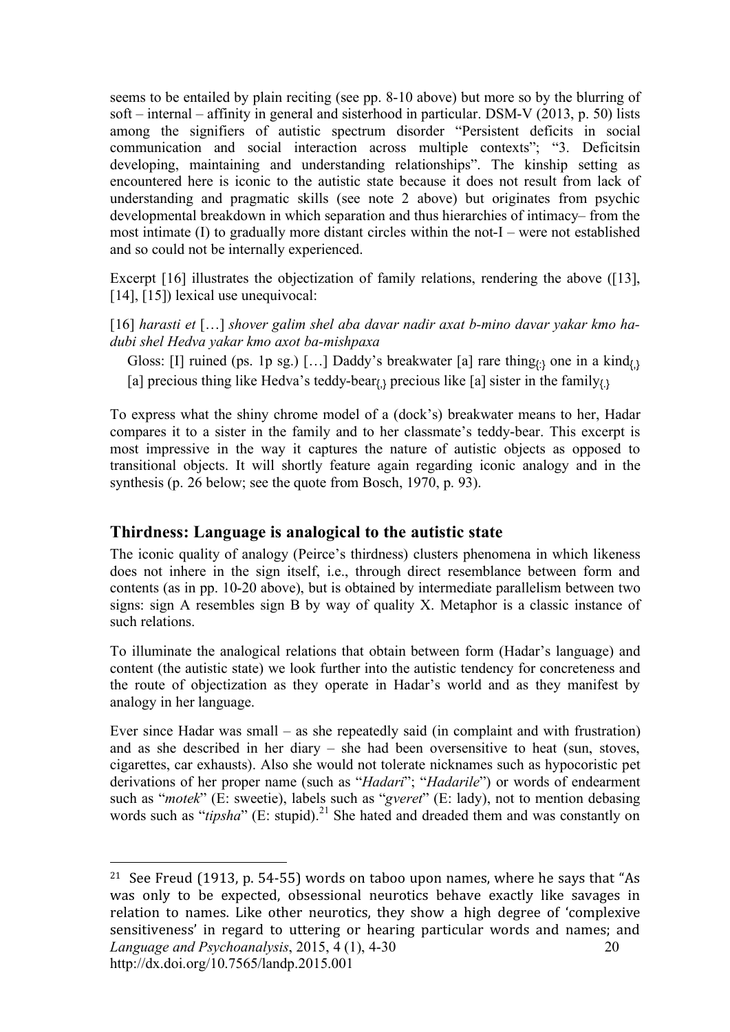seems to be entailed by plain reciting (see pp. 8-10 above) but more so by the blurring of soft – internal – affinity in general and sisterhood in particular. DSM-V (2013, p. 50) lists among the signifiers of autistic spectrum disorder "Persistent deficits in social communication and social interaction across multiple contexts"; "3. Deficitsin developing, maintaining and understanding relationships". The kinship setting as encountered here is iconic to the autistic state because it does not result from lack of understanding and pragmatic skills (see note 2 above) but originates from psychic developmental breakdown in which separation and thus hierarchies of intimacy– from the most intimate (I) to gradually more distant circles within the not-I – were not established and so could not be internally experienced.

Excerpt [16] illustrates the objectization of family relations, rendering the above ([13], [14], [15]) lexical use unequivocal:

[16] *harasti et* […] *shover galim shel aba davar nadir axat b-mino davar yakar kmo ha-dubi shel Hedva yakar kmo axot ba-mishpaxa*

Gloss: [I] ruined (ps. 1p sg.) […] Daddy's breakwater [a] rare thing$_{\{:\}}$ one in a kind$_{\{,\}}$ [a] precious thing like Hedva's teddy-bear$_{\{,\}}$ precious like [a] sister in the family$_{\{.\}}$

To express what the shiny chrome model of a (dock's) breakwater means to her, Hadar compares it to a sister in the family and to her classmate's teddy-bear. This excerpt is most impressive in the way it captures the nature of autistic objects as opposed to transitional objects. It will shortly feature again regarding iconic analogy and in the synthesis (p. 26 below; see the quote from Bosch, 1970, p. 93).

## Thirdness: Language is analogical to the autistic state

The iconic quality of analogy (Peirce's thirdness) clusters phenomena in which likeness does not inhere in the sign itself, i.e., through direct resemblance between form and contents (as in pp. 10-20 above), but is obtained by intermediate parallelism between two signs: sign A resembles sign B by way of quality X. Metaphor is a classic instance of such relations.

To illuminate the analogical relations that obtain between form (Hadar's language) and content (the autistic state) we look further into the autistic tendency for concreteness and the route of objectization as they operate in Hadar's world and as they manifest by analogy in her language.

Ever since Hadar was small – as she repeatedly said (in complaint and with frustration) and as she described in her diary – she had been oversensitive to heat (sun, stoves, cigarettes, car exhausts). Also she would not tolerate nicknames such as hypocoristic pet derivations of her proper name (such as "*Hadari*"; "*Hadarile*") or words of endearment such as "*motek*" (E: sweetie), labels such as "*gveret*" (E: lady), not to mention debasing words such as "*tipsha*" (E: stupid).[21] She hated and dreaded them and was constantly on

[21] See Freud (1913, p. 54-55) words on taboo upon names, where he says that "As was only to be expected, obsessional neurotics behave exactly like savages in relation to names. Like other neurotics, they show a high degree of 'complexive sensitiveness' in regard to uttering or hearing particular words and names; and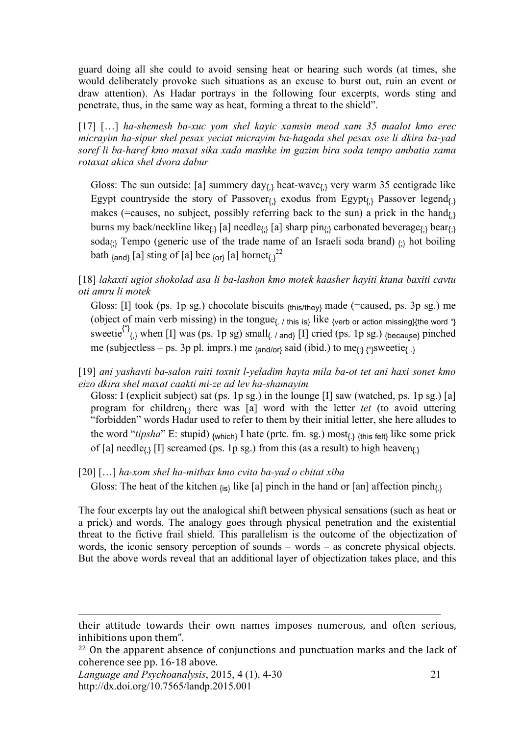guard doing all she could to avoid sensing heat or hearing such words (at times, she would deliberately provoke such situations as an excuse to burst out, ruin an event or draw attention). As Hadar portrays in the following four excerpts, words sting and penetrate, thus, in the same way as heat, forming a threat to the shield".

[17] […] *ha-shemesh ba-xuc yom shel kayic xamsin meod xam 35 maalot kmo erec micrayim ha-sipur shel pesax yeciat micrayim ba-hagada shel pesax ose li dkira ba-yad soref li ba-haref kmo maxat sika xada mashke im gazim bira soda tempo ambatia xama rotaxat akica shel dvora dabur*

> Gloss: The sun outside: [a] summery day$_{\{,\}}$ heat-wave$_{\{,\}}$ very warm 35 centigrade like Egypt countryside the story of Passover$_{\{,\}}$ exodus from Egypt$_{\{,\}}$ Passover legend$_{\{.\}}$ makes (=causes, no subject, possibly referring back to the sun) a prick in the hand$_{\{,\}}$ burns my back/neckline like$_{\{:\}}$ [a] needle$_{\{;\}}$ [a] sharp pin$_{\{;\}}$ carbonated beverage$_{\{;\}}$ bear$_{\{;\}}$ soda$_{\{;\}}$ Tempo (generic use of the trade name of an Israeli soda brand) $_{\{;\}}$ hot boiling bath $_{\{and\}}$ [a] sting of [a] bee $_{\{or\}}$ [a] hornet$_{\{.\}}$[22]

[18] *lakaxti ugiot shokolad asa li ba-lashon kmo motek kaasher hayiti ktana baxiti cavtu oti amru li motek*

> Gloss: [I] took (ps. 1p sg.) chocolate biscuits $_{\{this/they\}}$ made (=caused, ps. 3p sg.) me (object of main verb missing) in the tongue$_{\{. / this is\}}$ like $_{\{verb or action missing\}\{the word "\}}$ sweetie$^{\{"\}}_{\{,\}}$ when [I] was (ps. 1p sg) small$_{\{. / and\}}$ [I] cried (ps. 1p sg.) $_{\{because\}}$ pinched me (subjectless – ps. 3p pl. imprs.) me $_{\{and/or\}}$ said (ibid.) to me$_{\{:\}}$ $_{\{"\}}$sweetie$_{\{".\}}$

[19] *ani yashavti ba-salon raiti toxnit l-yeladim hayta mila ba-ot tet ani haxi sonet kmo eizo dkira shel maxat caakti mi-ze ad lev ha-shamayim*

> Gloss: I (explicit subject) sat (ps. 1p sg.) in the lounge [I] saw (watched, ps. 1p sg.) [a] program for children$_{\{.\}}$ there was [a] word with the letter *tet* (to avoid uttering "forbidden" words Hadar used to refer to them by their initial letter, she here alludes to the word "*tipsha*" E: stupid) $_{\{which\}}$ I hate (prtc. fm. sg.) most$_{\{.\}}$ $_{\{this felt\}}$ like some prick of [a] needle$_{\{.\}}$ [I] screamed (ps. 1p sg.) from this (as a result) to high heaven$_{\{.\}}$

[20] […] *ha-xom shel ha-mitbax kmo cvita ba-yad o cbitat xiba*

> Gloss: The heat of the kitchen $_{\{is\}}$ like [a] pinch in the hand or [an] affection pinch$_{\{.\}}$

The four excerpts lay out the analogical shift between physical sensations (such as heat or a prick) and words. The analogy goes through physical penetration and the existential threat to the fictive frail shield. This parallelism is the outcome of the objectization of words, the iconic sensory perception of sounds – words – as concrete physical objects. But the above words reveal that an additional layer of objectization takes place, and this

---

their attitude towards their own names imposes numerous, and often serious, inhibitions upon them".

[22] On the apparent absence of conjunctions and punctuation marks and the lack of coherence see pp. 16-18 above.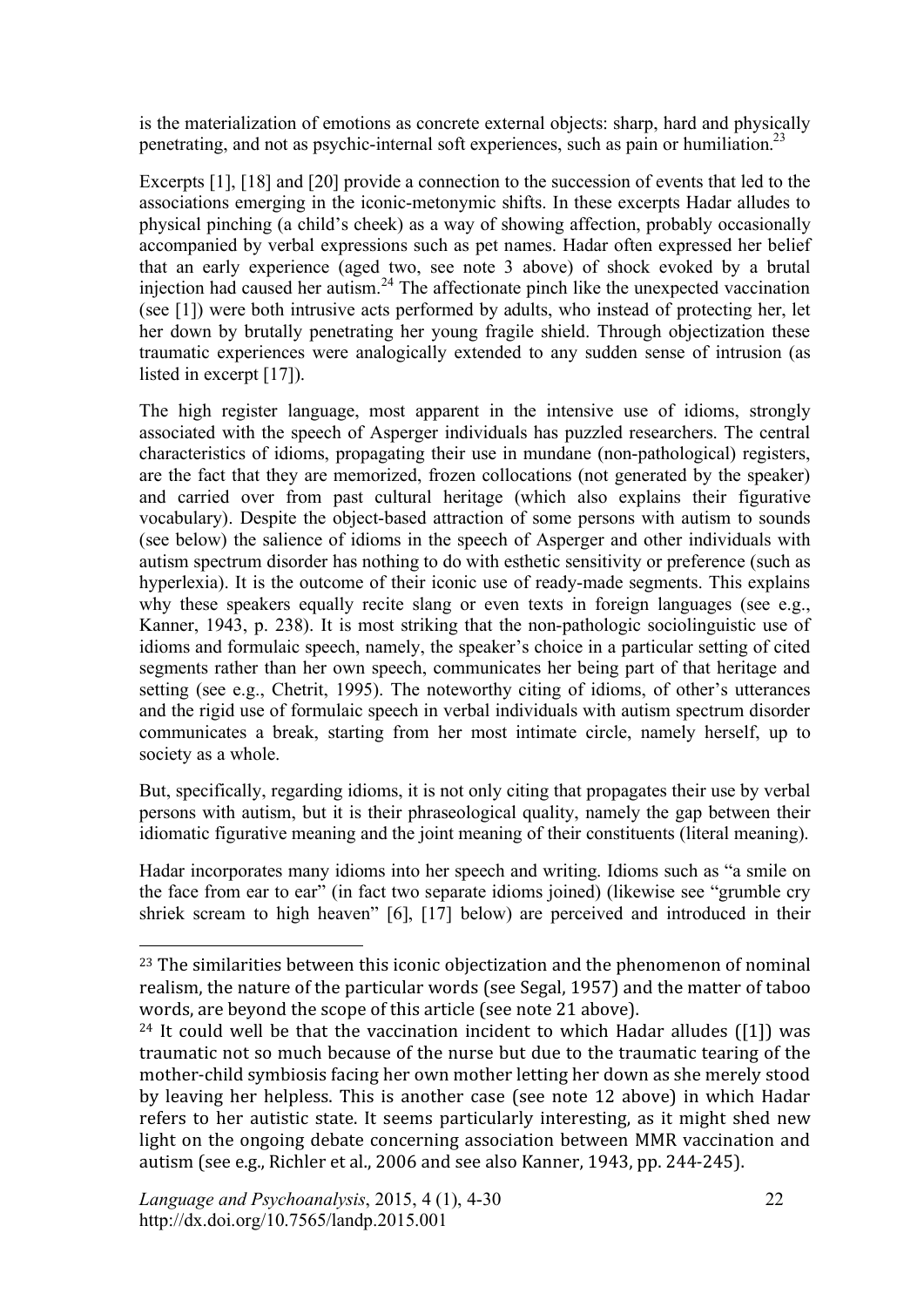is the materialization of emotions as concrete external objects: sharp, hard and physically penetrating, and not as psychic-internal soft experiences, such as pain or humiliation.[23]

Excerpts [1], [18] and [20] provide a connection to the succession of events that led to the associations emerging in the iconic-metonymic shifts. In these excerpts Hadar alludes to physical pinching (a child's cheek) as a way of showing affection, probably occasionally accompanied by verbal expressions such as pet names. Hadar often expressed her belief that an early experience (aged two, see note 3 above) of shock evoked by a brutal injection had caused her autism.[24] The affectionate pinch like the unexpected vaccination (see [1]) were both intrusive acts performed by adults, who instead of protecting her, let her down by brutally penetrating her young fragile shield. Through objectization these traumatic experiences were analogically extended to any sudden sense of intrusion (as listed in excerpt [17]).

The high register language, most apparent in the intensive use of idioms, strongly associated with the speech of Asperger individuals has puzzled researchers. The central characteristics of idioms, propagating their use in mundane (non-pathological) registers, are the fact that they are memorized, frozen collocations (not generated by the speaker) and carried over from past cultural heritage (which also explains their figurative vocabulary). Despite the object-based attraction of some persons with autism to sounds (see below) the salience of idioms in the speech of Asperger and other individuals with autism spectrum disorder has nothing to do with esthetic sensitivity or preference (such as hyperlexia). It is the outcome of their iconic use of ready-made segments. This explains why these speakers equally recite slang or even texts in foreign languages (see e.g., Kanner, 1943, p. 238). It is most striking that the non-pathologic sociolinguistic use of idioms and formulaic speech, namely, the speaker's choice in a particular setting of cited segments rather than her own speech, communicates her being part of that heritage and setting (see e.g., Chetrit, 1995). The noteworthy citing of idioms, of other's utterances and the rigid use of formulaic speech in verbal individuals with autism spectrum disorder communicates a break, starting from her most intimate circle, namely herself, up to society as a whole.

But, specifically, regarding idioms, it is not only citing that propagates their use by verbal persons with autism, but it is their phraseological quality, namely the gap between their idiomatic figurative meaning and the joint meaning of their constituents (literal meaning).

Hadar incorporates many idioms into her speech and writing. Idioms such as "a smile on the face from ear to ear" (in fact two separate idioms joined) (likewise see "grumble cry shriek scream to high heaven" [6], [17] below) are perceived and introduced in their

---

[23] The similarities between this iconic objectization and the phenomenon of nominal realism, the nature of the particular words (see Segal, 1957) and the matter of taboo words, are beyond the scope of this article (see note 21 above).

[24] It could well be that the vaccination incident to which Hadar alludes ([1]) was traumatic not so much because of the nurse but due to the traumatic tearing of the mother-child symbiosis facing her own mother letting her down as she merely stood by leaving her helpless. This is another case (see note 12 above) in which Hadar refers to her autistic state. It seems particularly interesting, as it might shed new light on the ongoing debate concerning association between MMR vaccination and autism (see e.g., Richler et al., 2006 and see also Kanner, 1943, pp. 244-245).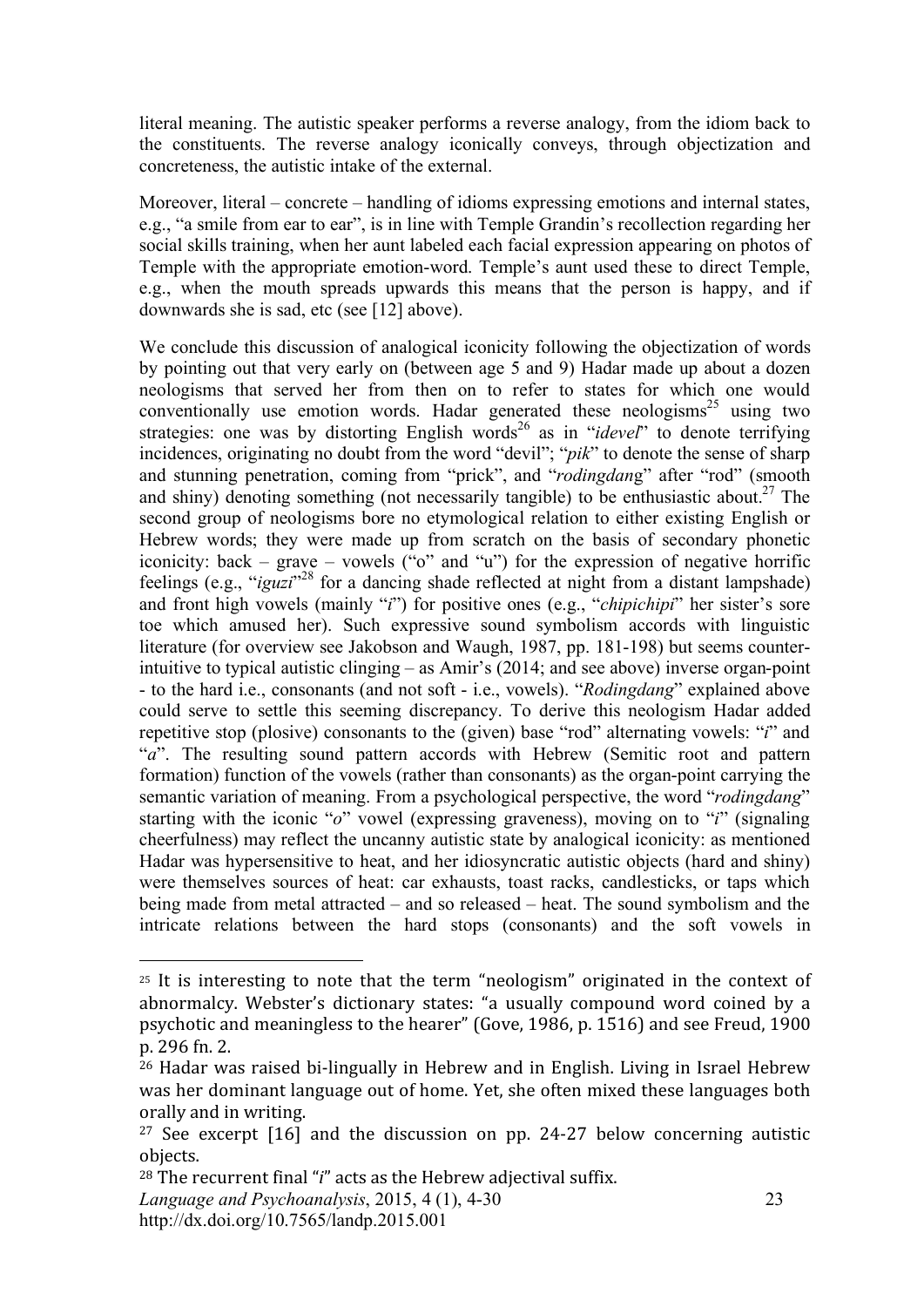literal meaning. The autistic speaker performs a reverse analogy, from the idiom back to the constituents. The reverse analogy iconically conveys, through objectization and concreteness, the autistic intake of the external.

Moreover, literal – concrete – handling of idioms expressing emotions and internal states, e.g., "a smile from ear to ear", is in line with Temple Grandin's recollection regarding her social skills training, when her aunt labeled each facial expression appearing on photos of Temple with the appropriate emotion-word. Temple's aunt used these to direct Temple, e.g., when the mouth spreads upwards this means that the person is happy, and if downwards she is sad, etc (see [12] above).

We conclude this discussion of analogical iconicity following the objectization of words by pointing out that very early on (between age 5 and 9) Hadar made up about a dozen neologisms that served her from then on to refer to states for which one would conventionally use emotion words. Hadar generated these neologisms[25] using two strategies: one was by distorting English words[26] as in "*idevel*" to denote terrifying incidences, originating no doubt from the word "devil"; "*pik*" to denote the sense of sharp and stunning penetration, coming from "prick", and "*rodingdang*" after "rod" (smooth and shiny) denoting something (not necessarily tangible) to be enthusiastic about.[27] The second group of neologisms bore no etymological relation to either existing English or Hebrew words; they were made up from scratch on the basis of secondary phonetic iconicity: back – grave – vowels ("o" and "u") for the expression of negative horrific feelings (e.g., "*iguzi*"[28] for a dancing shade reflected at night from a distant lampshade) and front high vowels (mainly "*i*") for positive ones (e.g., "*chipichipi*" her sister's sore toe which amused her). Such expressive sound symbolism accords with linguistic literature (for overview see Jakobson and Waugh, 1987, pp. 181-198) but seems counter-intuitive to typical autistic clinging – as Amir's (2014; and see above) inverse organ-point - to the hard i.e., consonants (and not soft - i.e., vowels). "*Rodingdang*" explained above could serve to settle this seeming discrepancy. To derive this neologism Hadar added repetitive stop (plosive) consonants to the (given) base "rod" alternating vowels: "*i*" and "*a*". The resulting sound pattern accords with Hebrew (Semitic root and pattern formation) function of the vowels (rather than consonants) as the organ-point carrying the semantic variation of meaning. From a psychological perspective, the word "*rodingdang*" starting with the iconic "*o*" vowel (expressing graveness), moving on to "*i*" (signaling cheerfulness) may reflect the uncanny autistic state by analogical iconicity: as mentioned Hadar was hypersensitive to heat, and her idiosyncratic autistic objects (hard and shiny) were themselves sources of heat: car exhausts, toast racks, candlesticks, or taps which being made from metal attracted – and so released – heat. The sound symbolism and the intricate relations between the hard stops (consonants) and the soft vowels in

---

[25] It is interesting to note that the term "neologism" originated in the context of abnormalcy. Webster's dictionary states: "a usually compound word coined by a psychotic and meaningless to the hearer" (Gove, 1986, p. 1516) and see Freud, 1900 p. 296 fn. 2.

[26] Hadar was raised bi-lingually in Hebrew and in English. Living in Israel Hebrew was her dominant language out of home. Yet, she often mixed these languages both orally and in writing.

[27] See excerpt [16] and the discussion on pp. 24-27 below concerning autistic objects.

[28] The recurrent final "*i*" acts as the Hebrew adjectival suffix.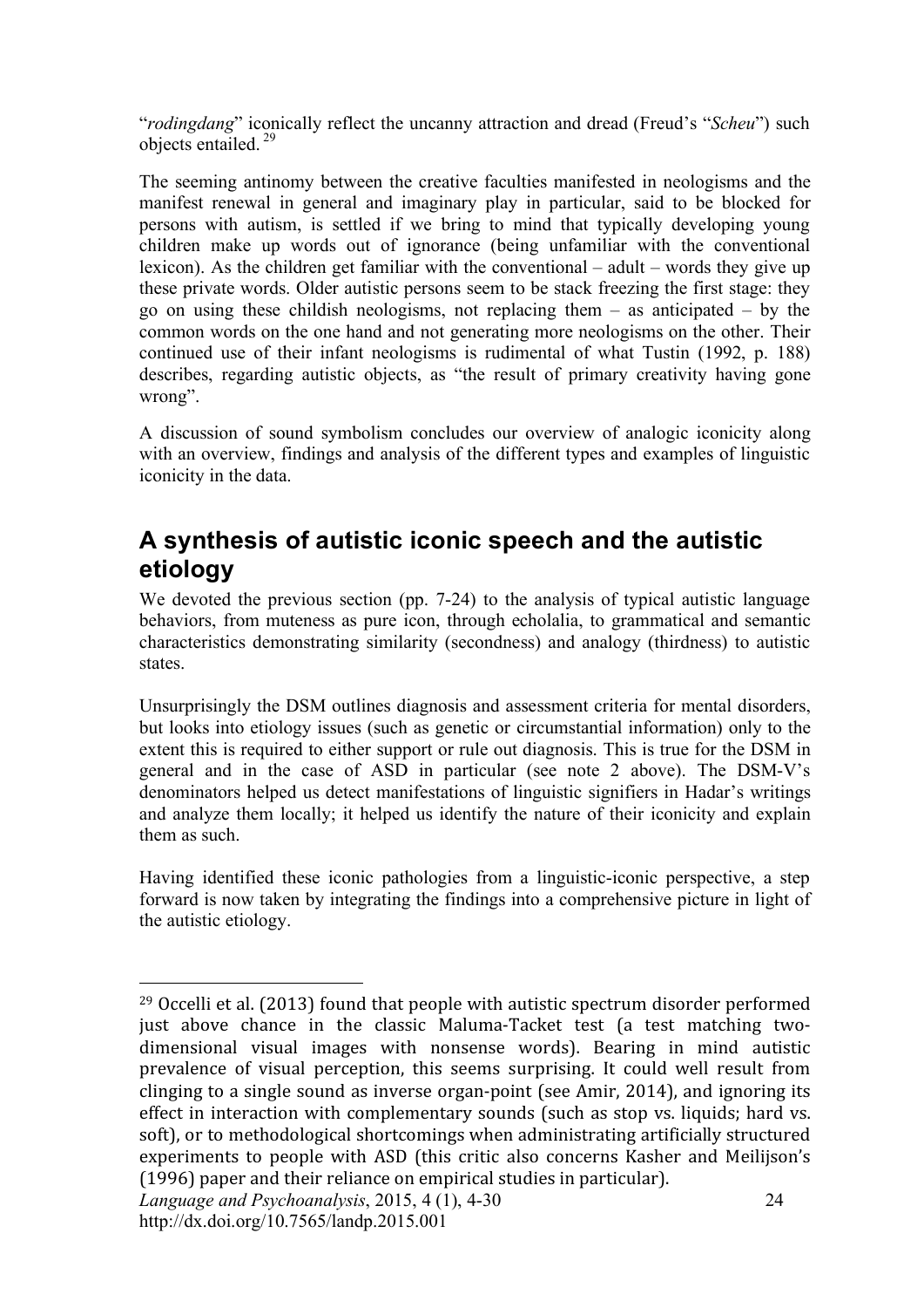"*rodingdang*" iconically reflect the uncanny attraction and dread (Freud's "*Scheu*") such objects entailed.[29]

The seeming antinomy between the creative faculties manifested in neologisms and the manifest renewal in general and imaginary play in particular, said to be blocked for persons with autism, is settled if we bring to mind that typically developing young children make up words out of ignorance (being unfamiliar with the conventional lexicon). As the children get familiar with the conventional – adult – words they give up these private words. Older autistic persons seem to be stack freezing the first stage: they go on using these childish neologisms, not replacing them – as anticipated – by the common words on the one hand and not generating more neologisms on the other. Their continued use of their infant neologisms is rudimental of what Tustin (1992, p. 188) describes, regarding autistic objects, as "the result of primary creativity having gone wrong".

A discussion of sound symbolism concludes our overview of analogic iconicity along with an overview, findings and analysis of the different types and examples of linguistic iconicity in the data.

## A synthesis of autistic iconic speech and the autistic etiology

We devoted the previous section (pp. 7-24) to the analysis of typical autistic language behaviors, from muteness as pure icon, through echolalia, to grammatical and semantic characteristics demonstrating similarity (secondness) and analogy (thirdness) to autistic states.

Unsurprisingly the DSM outlines diagnosis and assessment criteria for mental disorders, but looks into etiology issues (such as genetic or circumstantial information) only to the extent this is required to either support or rule out diagnosis. This is true for the DSM in general and in the case of ASD in particular (see note 2 above). The DSM-V's denominators helped us detect manifestations of linguistic signifiers in Hadar's writings and analyze them locally; it helped us identify the nature of their iconicity and explain them as such.

Having identified these iconic pathologies from a linguistic-iconic perspective, a step forward is now taken by integrating the findings into a comprehensive picture in light of the autistic etiology.

---

[29] Occelli et al. (2013) found that people with autistic spectrum disorder performed just above chance in the classic Maluma-Tacket test (a test matching two-dimensional visual images with nonsense words). Bearing in mind autistic prevalence of visual perception, this seems surprising. It could well result from clinging to a single sound as inverse organ-point (see Amir, 2014), and ignoring its effect in interaction with complementary sounds (such as stop vs. liquids; hard vs. soft), or to methodological shortcomings when administrating artificially structured experiments to people with ASD (this critic also concerns Kasher and Meilijson's (1996) paper and their reliance on empirical studies in particular).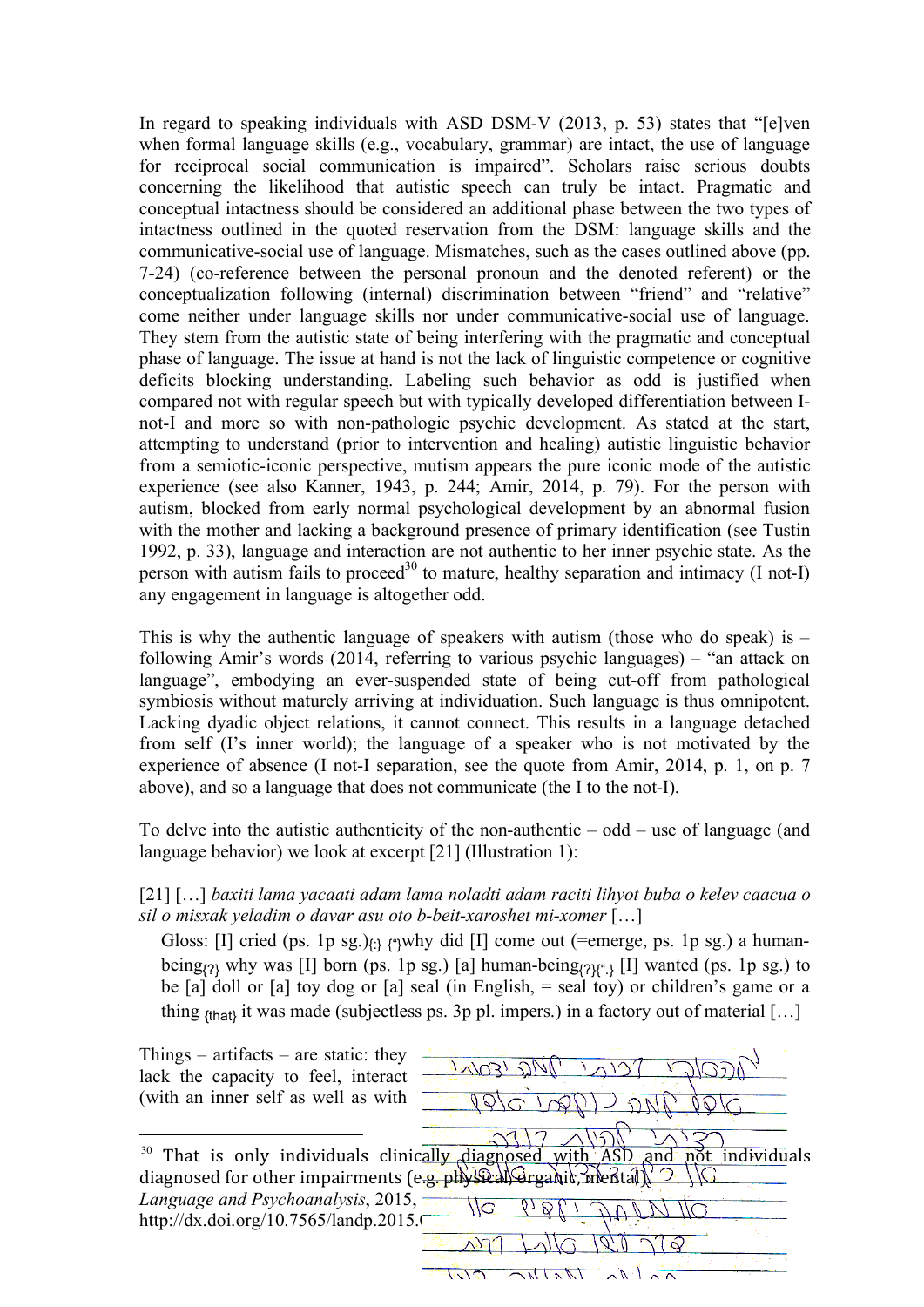In regard to speaking individuals with ASD DSM-V (2013, p. 53) states that "[e]ven when formal language skills (e.g., vocabulary, grammar) are intact, the use of language for reciprocal social communication is impaired". Scholars raise serious doubts concerning the likelihood that autistic speech can truly be intact. Pragmatic and conceptual intactness should be considered an additional phase between the two types of intactness outlined in the quoted reservation from the DSM: language skills and the communicative-social use of language. Mismatches, such as the cases outlined above (pp. 7-24) (co-reference between the personal pronoun and the denoted referent) or the conceptualization following (internal) discrimination between "friend" and "relative" come neither under language skills nor under communicative-social use of language. They stem from the autistic state of being interfering with the pragmatic and conceptual phase of language. The issue at hand is not the lack of linguistic competence or cognitive deficits blocking understanding. Labeling such behavior as odd is justified when compared not with regular speech but with typically developed differentiation between I-not-I and more so with non-pathologic psychic development. As stated at the start, attempting to understand (prior to intervention and healing) autistic linguistic behavior from a semiotic-iconic perspective, mutism appears the pure iconic mode of the autistic experience (see also Kanner, 1943, p. 244; Amir, 2014, p. 79). For the person with autism, blocked from early normal psychological development by an abnormal fusion with the mother and lacking a background presence of primary identification (see Tustin 1992, p. 33), language and interaction are not authentic to her inner psychic state. As the person with autism fails to proceed[30] to mature, healthy separation and intimacy (I not-I) any engagement in language is altogether odd.

This is why the authentic language of speakers with autism (those who do speak) is – following Amir's words (2014, referring to various psychic languages) – "an attack on language", embodying an ever-suspended state of being cut-off from pathological symbiosis without maturely arriving at individuation. Such language is thus omnipotent. Lacking dyadic object relations, it cannot connect. This results in a language detached from self (I's inner world); the language of a speaker who is not motivated by the experience of absence (I not-I separation, see the quote from Amir, 2014, p. 1, on p. 7 above), and so a language that does not communicate (the I to the not-I).

To delve into the autistic authenticity of the non-authentic – odd – use of language (and language behavior) we look at excerpt [21] (Illustration 1):

[21] […] *baxiti lama yacaati adam lama noladti adam raciti lihyot buba o kelev caacua o sil o misxak yeladim o davar asu oto b-beit-xaroshet mi-xomer* […]

> Gloss: [I] cried (ps. 1p sg.)$_{\{:\}\ \{``\}}$why did [I] come out (=emerge, ps. 1p sg.) a human-being$_{\{?\}}$ why was [I] born (ps. 1p sg.) [a] human-being$_{\{?\}\{``.\}}$ [I] wanted (ps. 1p sg.) to be [a] doll or [a] toy dog or [a] seal (in English, = seal toy) or children's game or a thing $_{\{that\}}$ it was made (subjectless ps. 3p pl. impers.) in a factory out of material […]

Things – artifacts – are static: they lack the capacity to feel, interact (with an inner self as well as with

[30] That is only individuals clinically diagnosed with ASD and not individuals diagnosed for other impairments (e.g. physical, organic, mental).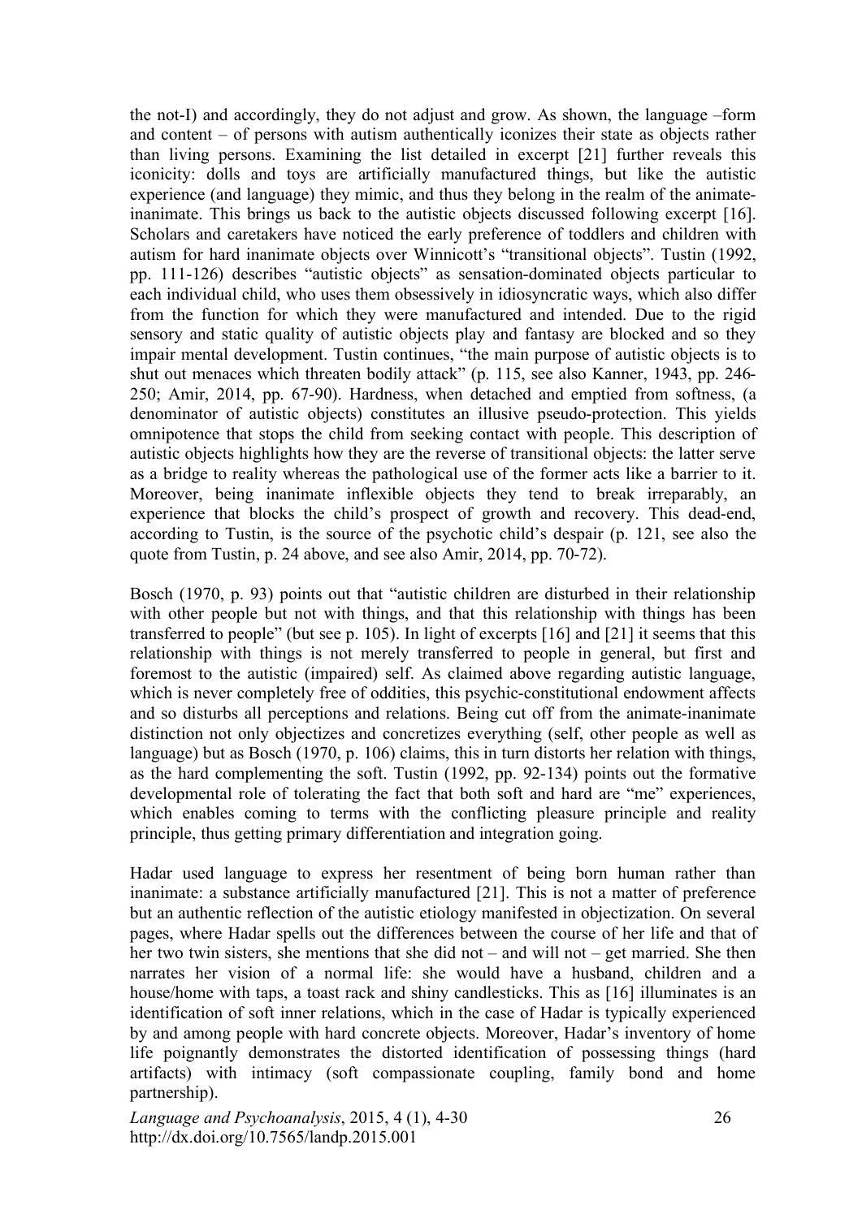the not-I) and accordingly, they do not adjust and grow. As shown, the language –form and content – of persons with autism authentically iconizes their state as objects rather than living persons. Examining the list detailed in excerpt [21] further reveals this iconicity: dolls and toys are artificially manufactured things, but like the autistic experience (and language) they mimic, and thus they belong in the realm of the animate-inanimate. This brings us back to the autistic objects discussed following excerpt [16]. Scholars and caretakers have noticed the early preference of toddlers and children with autism for hard inanimate objects over Winnicott's "transitional objects". Tustin (1992, pp. 111-126) describes "autistic objects" as sensation-dominated objects particular to each individual child, who uses them obsessively in idiosyncratic ways, which also differ from the function for which they were manufactured and intended. Due to the rigid sensory and static quality of autistic objects play and fantasy are blocked and so they impair mental development. Tustin continues, "the main purpose of autistic objects is to shut out menaces which threaten bodily attack" (p. 115, see also Kanner, 1943, pp. 246-250; Amir, 2014, pp. 67-90). Hardness, when detached and emptied from softness, (a denominator of autistic objects) constitutes an illusive pseudo-protection. This yields omnipotence that stops the child from seeking contact with people. This description of autistic objects highlights how they are the reverse of transitional objects: the latter serve as a bridge to reality whereas the pathological use of the former acts like a barrier to it. Moreover, being inanimate inflexible objects they tend to break irreparably, an experience that blocks the child's prospect of growth and recovery. This dead-end, according to Tustin, is the source of the psychotic child's despair (p. 121, see also the quote from Tustin, p. 24 above, and see also Amir, 2014, pp. 70-72).

Bosch (1970, p. 93) points out that "autistic children are disturbed in their relationship with other people but not with things, and that this relationship with things has been transferred to people" (but see p. 105). In light of excerpts [16] and [21] it seems that this relationship with things is not merely transferred to people in general, but first and foremost to the autistic (impaired) self. As claimed above regarding autistic language, which is never completely free of oddities, this psychic-constitutional endowment affects and so disturbs all perceptions and relations. Being cut off from the animate-inanimate distinction not only objectizes and concretizes everything (self, other people as well as language) but as Bosch (1970, p. 106) claims, this in turn distorts her relation with things, as the hard complementing the soft. Tustin (1992, pp. 92-134) points out the formative developmental role of tolerating the fact that both soft and hard are "me" experiences, which enables coming to terms with the conflicting pleasure principle and reality principle, thus getting primary differentiation and integration going.

Hadar used language to express her resentment of being born human rather than inanimate: a substance artificially manufactured [21]. This is not a matter of preference but an authentic reflection of the autistic etiology manifested in objectization. On several pages, where Hadar spells out the differences between the course of her life and that of her two twin sisters, she mentions that she did not – and will not – get married. She then narrates her vision of a normal life: she would have a husband, children and a house/home with taps, a toast rack and shiny candlesticks. This as [16] illuminates is an identification of soft inner relations, which in the case of Hadar is typically experienced by and among people with hard concrete objects. Moreover, Hadar's inventory of home life poignantly demonstrates the distorted identification of possessing things (hard artifacts) with intimacy (soft compassionate coupling, family bond and home partnership).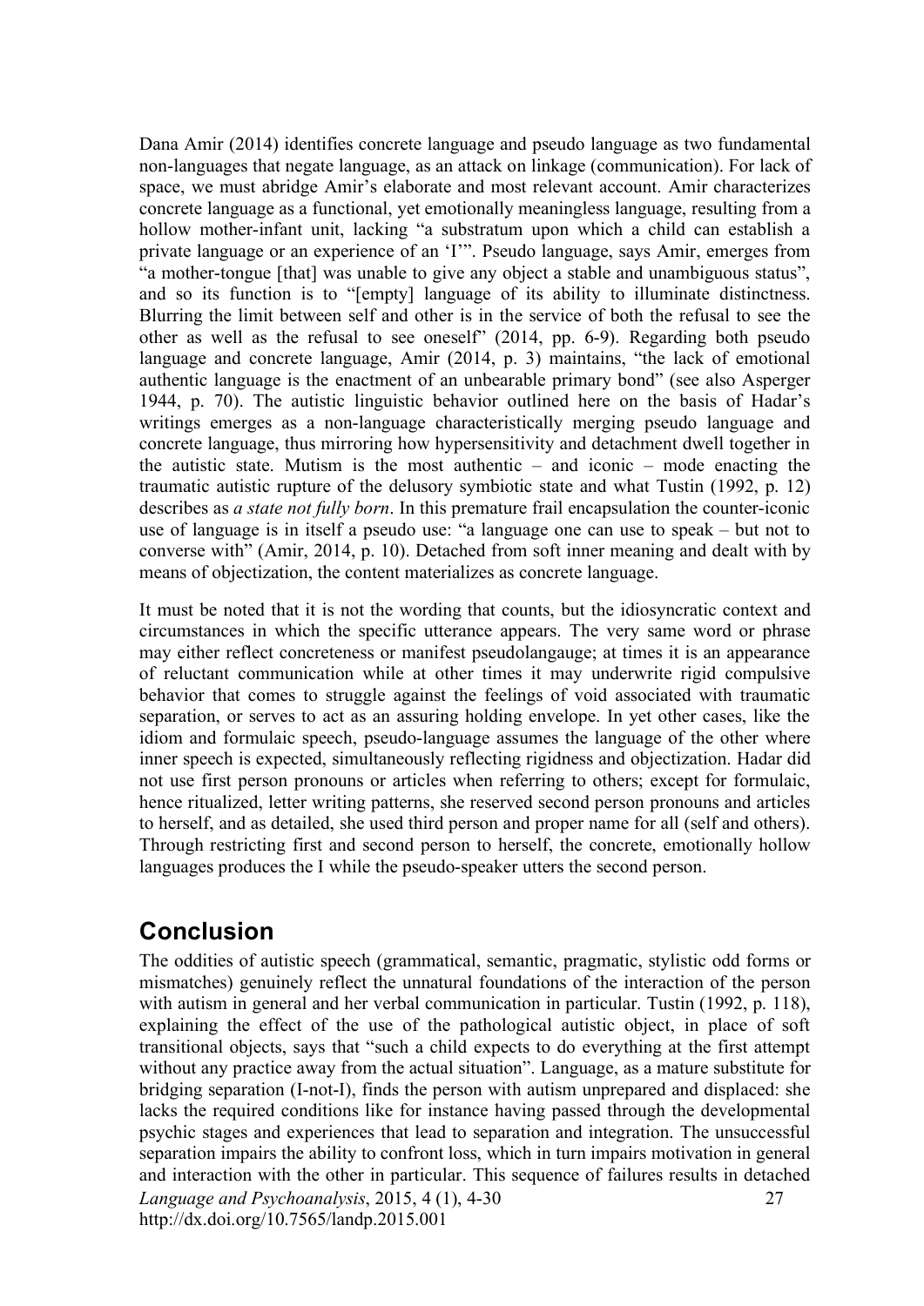Dana Amir (2014) identifies concrete language and pseudo language as two fundamental non-languages that negate language, as an attack on linkage (communication). For lack of space, we must abridge Amir's elaborate and most relevant account. Amir characterizes concrete language as a functional, yet emotionally meaningless language, resulting from a hollow mother-infant unit, lacking "a substratum upon which a child can establish a private language or an experience of an 'I'". Pseudo language, says Amir, emerges from "a mother-tongue [that] was unable to give any object a stable and unambiguous status", and so its function is to "[empty] language of its ability to illuminate distinctness. Blurring the limit between self and other is in the service of both the refusal to see the other as well as the refusal to see oneself" (2014, pp. 6-9). Regarding both pseudo language and concrete language, Amir (2014, p. 3) maintains, "the lack of emotional authentic language is the enactment of an unbearable primary bond" (see also Asperger 1944, p. 70). The autistic linguistic behavior outlined here on the basis of Hadar's writings emerges as a non-language characteristically merging pseudo language and concrete language, thus mirroring how hypersensitivity and detachment dwell together in the autistic state. Mutism is the most authentic – and iconic – mode enacting the traumatic autistic rupture of the delusory symbiotic state and what Tustin (1992, p. 12) describes as *a state not fully born*. In this premature frail encapsulation the counter-iconic use of language is in itself a pseudo use: "a language one can use to speak – but not to converse with" (Amir, 2014, p. 10). Detached from soft inner meaning and dealt with by means of objectization, the content materializes as concrete language.

It must be noted that it is not the wording that counts, but the idiosyncratic context and circumstances in which the specific utterance appears. The very same word or phrase may either reflect concreteness or manifest pseudolangauge; at times it is an appearance of reluctant communication while at other times it may underwrite rigid compulsive behavior that comes to struggle against the feelings of void associated with traumatic separation, or serves to act as an assuring holding envelope. In yet other cases, like the idiom and formulaic speech, pseudo-language assumes the language of the other where inner speech is expected, simultaneously reflecting rigidness and objectization. Hadar did not use first person pronouns or articles when referring to others; except for formulaic, hence ritualized, letter writing patterns, she reserved second person pronouns and articles to herself, and as detailed, she used third person and proper name for all (self and others). Through restricting first and second person to herself, the concrete, emotionally hollow languages produces the I while the pseudo-speaker utters the second person.

## Conclusion

The oddities of autistic speech (grammatical, semantic, pragmatic, stylistic odd forms or mismatches) genuinely reflect the unnatural foundations of the interaction of the person with autism in general and her verbal communication in particular. Tustin (1992, p. 118), explaining the effect of the use of the pathological autistic object, in place of soft transitional objects, says that "such a child expects to do everything at the first attempt without any practice away from the actual situation". Language, as a mature substitute for bridging separation (I-not-I), finds the person with autism unprepared and displaced: she lacks the required conditions like for instance having passed through the developmental psychic stages and experiences that lead to separation and integration. The unsuccessful separation impairs the ability to confront loss, which in turn impairs motivation in general and interaction with the other in particular. This sequence of failures results in detached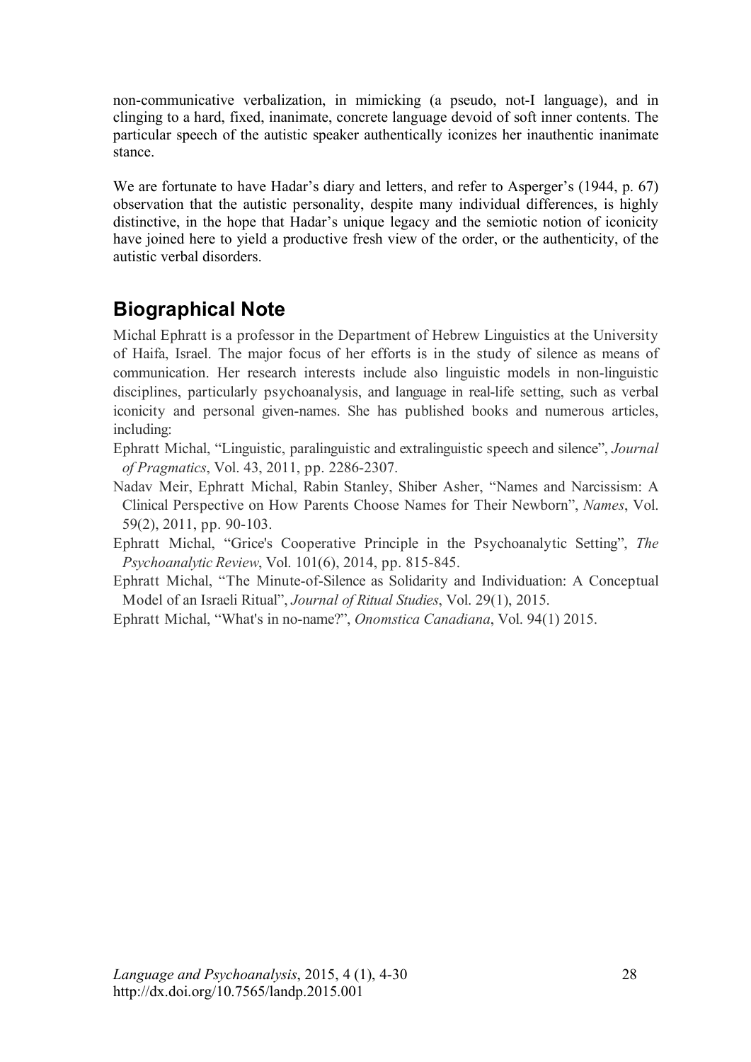non-communicative verbalization, in mimicking (a pseudo, not-I language), and in clinging to a hard, fixed, inanimate, concrete language devoid of soft inner contents. The particular speech of the autistic speaker authentically iconizes her inauthentic inanimate stance.

We are fortunate to have Hadar's diary and letters, and refer to Asperger's (1944, p. 67) observation that the autistic personality, despite many individual differences, is highly distinctive, in the hope that Hadar's unique legacy and the semiotic notion of iconicity have joined here to yield a productive fresh view of the order, or the authenticity, of the autistic verbal disorders.

## Biographical Note

Michal Ephratt is a professor in the Department of Hebrew Linguistics at the University of Haifa, Israel. The major focus of her efforts is in the study of silence as means of communication. Her research interests include also linguistic models in non-linguistic disciplines, particularly psychoanalysis, and language in real-life setting, such as verbal iconicity and personal given-names. She has published books and numerous articles, including:

Ephratt Michal, "Linguistic, paralinguistic and extralinguistic speech and silence", *Journal of Pragmatics*, Vol. 43, 2011, pp. 2286-2307.

Nadav Meir, Ephratt Michal, Rabin Stanley, Shiber Asher, "Names and Narcissism: A Clinical Perspective on How Parents Choose Names for Their Newborn", *Names*, Vol. 59(2), 2011, pp. 90-103.

Ephratt Michal, "Grice's Cooperative Principle in the Psychoanalytic Setting", *The Psychoanalytic Review*, Vol. 101(6), 2014, pp. 815-845.

Ephratt Michal, "The Minute-of-Silence as Solidarity and Individuation: A Conceptual Model of an Israeli Ritual", *Journal of Ritual Studies*, Vol. 29(1), 2015.

Ephratt Michal, "What's in no-name?", *Onomstica Canadiana*, Vol. 94(1) 2015.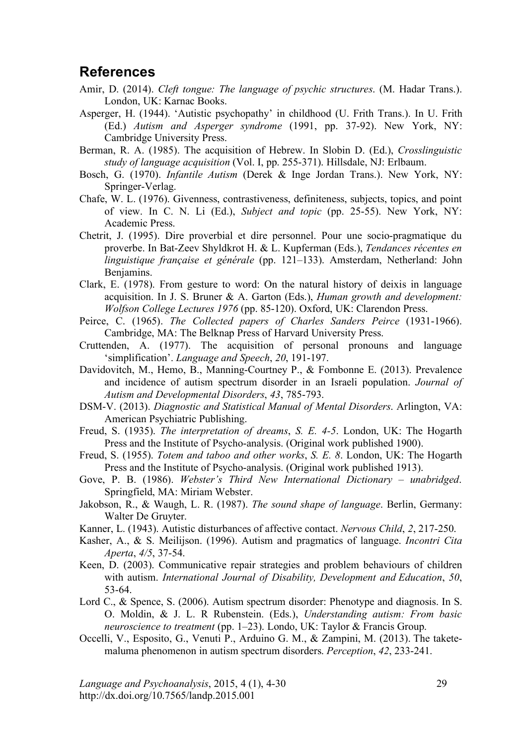## References

Amir, D. (2014). *Cleft tongue: The language of psychic structures*. (M. Hadar Trans.). London, UK: Karnac Books.

Asperger, H. (1944). 'Autistic psychopathy' in childhood (U. Frith Trans.). In U. Frith (Ed.) *Autism and Asperger syndrome* (1991, pp. 37-92). New York, NY: Cambridge University Press.

Berman, R. A. (1985). The acquisition of Hebrew. In Slobin D. (Ed.), *Crosslinguistic study of language acquisition* (Vol. I, pp. 255-371). Hillsdale, NJ: Erlbaum.

Bosch, G. (1970). *Infantile Autism* (Derek & Inge Jordan Trans.). New York, NY: Springer-Verlag.

Chafe, W. L. (1976). Givenness, contrastiveness, definiteness, subjects, topics, and point of view. In C. N. Li (Ed.), *Subject and topic* (pp. 25-55). New York, NY: Academic Press.

Chetrit, J. (1995). Dire proverbial et dire personnel. Pour une socio-pragmatique du proverbe. In Bat-Zeev Shyldkrot H. & L. Kupferman (Eds.), *Tendances récentes en linguistique française et générale* (pp. 121–133). Amsterdam, Netherland: John Benjamins.

Clark, E. (1978). From gesture to word: On the natural history of deixis in language acquisition. In J. S. Bruner & A. Garton (Eds.), *Human growth and development: Wolfson College Lectures 1976* (pp. 85-120). Oxford, UK: Clarendon Press.

Peirce, C. (1965). *The Collected papers of Charles Sanders Peirce* (1931-1966). Cambridge, MA: The Belknap Press of Harvard University Press.

Cruttenden, A. (1977). The acquisition of personal pronouns and language 'simplification'. *Language and Speech*, *20*, 191-197.

Davidovitch, M., Hemo, B., Manning-Courtney P., & Fombonne E. (2013). Prevalence and incidence of autism spectrum disorder in an Israeli population. *Journal of Autism and Developmental Disorders*, *43*, 785-793.

DSM-V. (2013). *Diagnostic and Statistical Manual of Mental Disorders*. Arlington, VA: American Psychiatric Publishing.

Freud, S. (1935). *The interpretation of dreams*, *S. E. 4-5*. London, UK: The Hogarth Press and the Institute of Psycho-analysis. (Original work published 1900).

Freud, S. (1955). *Totem and taboo and other works*, *S. E. 8*. London, UK: The Hogarth Press and the Institute of Psycho-analysis. (Original work published 1913).

Gove, P. B. (1986). *Webster's Third New International Dictionary – unabridged*. Springfield, MA: Miriam Webster.

Jakobson, R., & Waugh, L. R. (1987). *The sound shape of language*. Berlin, Germany: Walter De Gruyter.

Kanner, L. (1943). Autistic disturbances of affective contact. *Nervous Child*, *2*, 217-250.

Kasher, A., & S. Meilijson. (1996). Autism and pragmatics of language. *Incontri Cita Aperta*, *4/5*, 37-54.

Keen, D. (2003). Communicative repair strategies and problem behaviours of children with autism. *International Journal of Disability, Development and Education*, *50*, 53-64.

Lord C., & Spence, S. (2006). Autism spectrum disorder: Phenotype and diagnosis. In S. O. Moldin, & J. L. R Rubenstein. (Eds.), *Understanding autism: From basic neuroscience to treatment* (pp. 1–23). Londo, UK: Taylor & Francis Group.

Occelli, V., Esposito, G., Venuti P., Arduino G. M., & Zampini, M. (2013). The takete-maluma phenomenon in autism spectrum disorders. *Perception*, *42*, 233-241.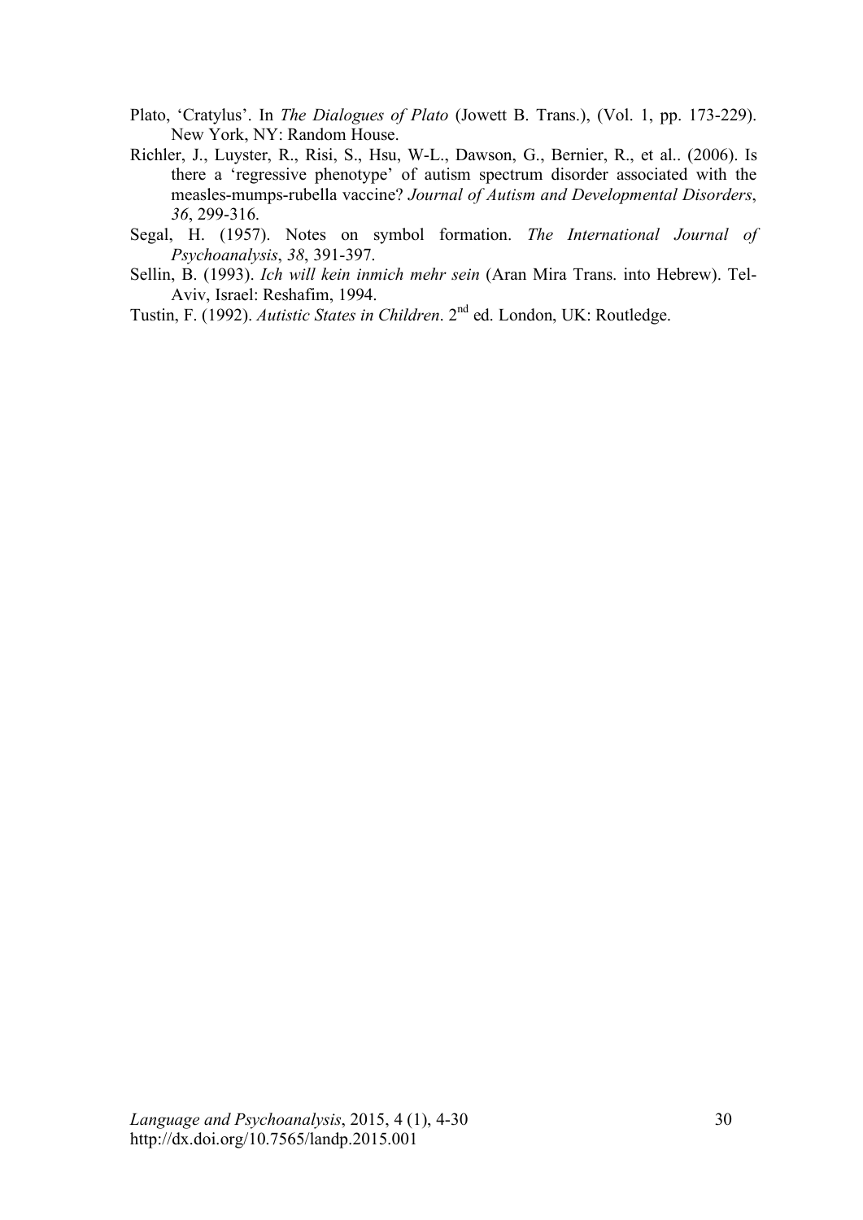Plato, 'Cratylus'. In *The Dialogues of Plato* (Jowett B. Trans.), (Vol. 1, pp. 173-229). New York, NY: Random House.

Richler, J., Luyster, R., Risi, S., Hsu, W-L., Dawson, G., Bernier, R., et al.. (2006). Is there a 'regressive phenotype' of autism spectrum disorder associated with the measles-mumps-rubella vaccine? *Journal of Autism and Developmental Disorders*, *36*, 299-316.

Segal, H. (1957). Notes on symbol formation. *The International Journal of Psychoanalysis*, *38*, 391-397.

Sellin, B. (1993). *Ich will kein inmich mehr sein* (Aran Mira Trans. into Hebrew). Tel-Aviv, Israel: Reshafim, 1994.

Tustin, F. (1992). *Autistic States in Children*. 2nd ed. London, UK: Routledge.